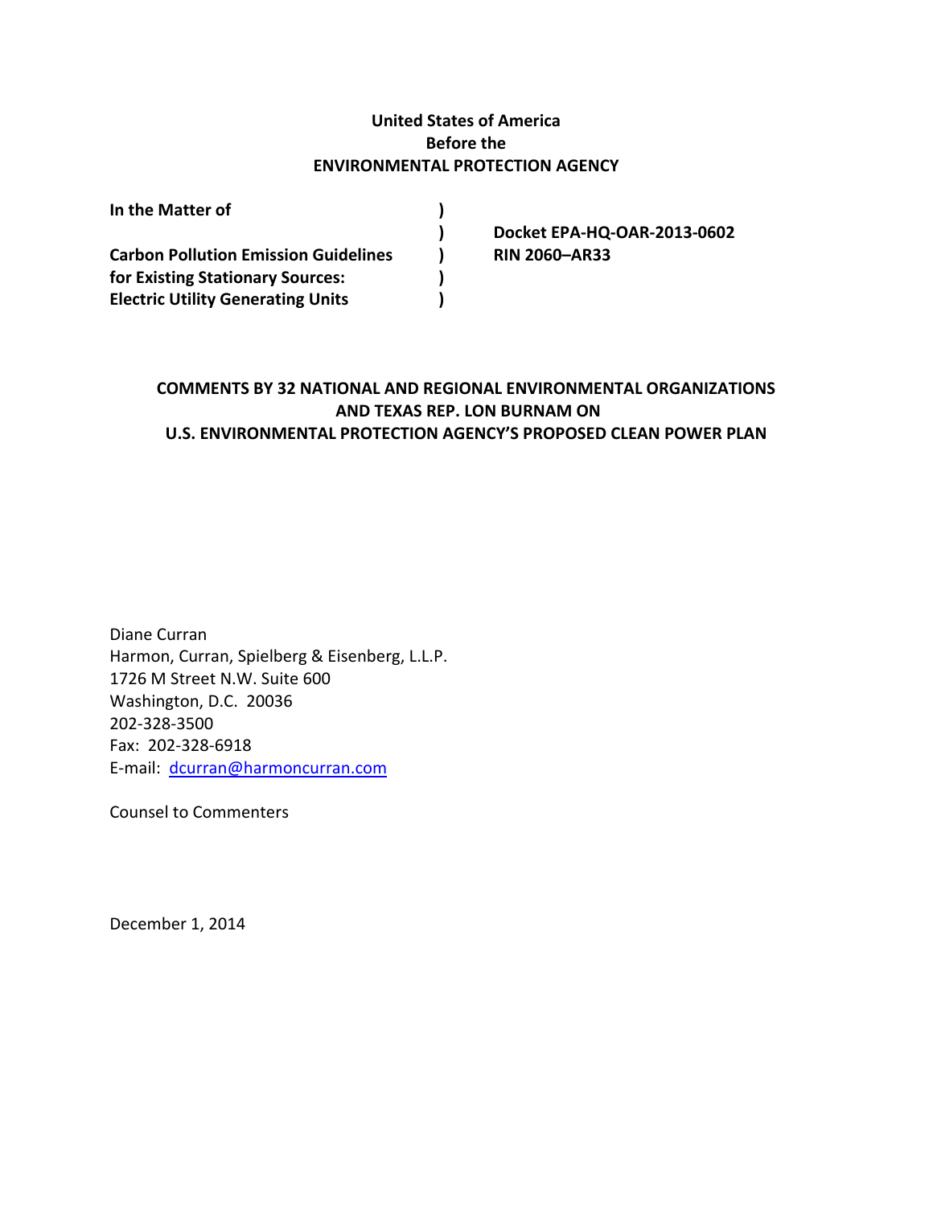**United States of America**
**Before the**
**ENVIRONMENTAL PROTECTION AGENCY**

| | | |
|---|---|---|
| **In the Matter of** | **)** | |
| | **)** | **Docket EPA-HQ-OAR-2013-0602** |
| **Carbon Pollution Emission Guidelines** | **)** | **RIN 2060–AR33** |
| **for Existing Stationary Sources:** | **)** | |
| **Electric Utility Generating Units** | **)** | |

**COMMENTS BY 32 NATIONAL AND REGIONAL ENVIRONMENTAL ORGANIZATIONS AND TEXAS REP. LON BURNAM ON U.S. ENVIRONMENTAL PROTECTION AGENCY'S PROPOSED CLEAN POWER PLAN**

Diane Curran
Harmon, Curran, Spielberg & Eisenberg, L.L.P.
1726 M Street N.W. Suite 600
Washington, D.C. 20036
202-328-3500
Fax: 202-328-6918
E-mail: dcurran@harmoncurran.com

Counsel to Commenters

December 1, 2014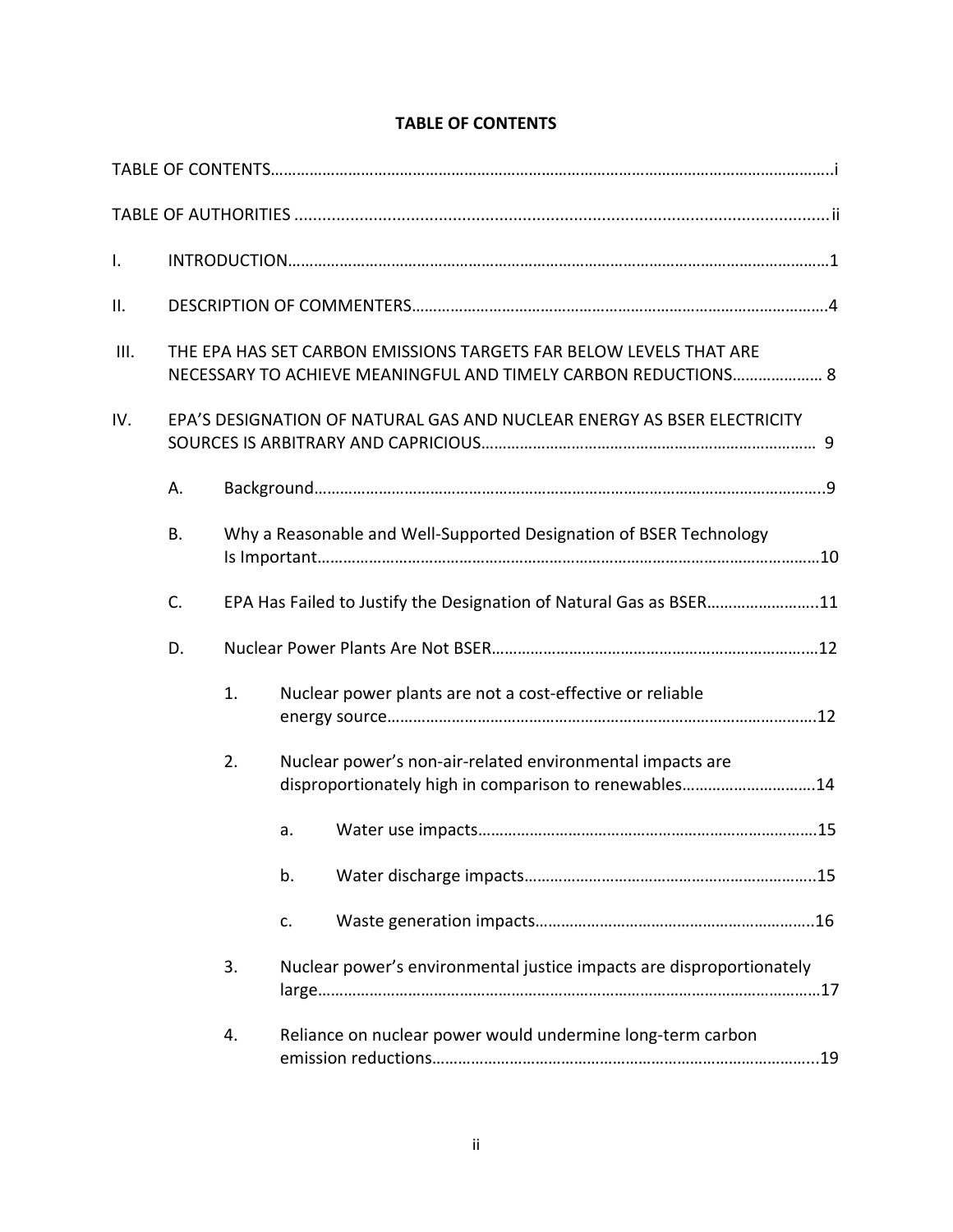**TABLE OF CONTENTS**

TABLE OF CONTENTS……………………………………………………………………………………………………………i

TABLE OF AUTHORITIES ……………………………………………………………………………………………………ii

I. INTRODUCTION……………………………………………………………………………………………………………1

II. DESCRIPTION OF COMMENTERS……………………………………………………………………………………4

III. THE EPA HAS SET CARBON EMISSIONS TARGETS FAR BELOW LEVELS THAT ARE NECESSARY TO ACHIEVE MEANINGFUL AND TIMELY CARBON REDUCTIONS………………… 8

IV. EPA'S DESIGNATION OF NATURAL GAS AND NUCLEAR ENERGY AS BSER ELECTRICITY SOURCES IS ARBITRARY AND CAPRICIOUS……………………………………………………………… 9

- A. Background……………………………………………………………………………………………………9
- B. Why a Reasonable and Well-Supported Designation of BSER Technology Is Important……………………………………………………………………………………………………10
- C. EPA Has Failed to Justify the Designation of Natural Gas as BSER……………………..11
- D. Nuclear Power Plants Are Not BSER……………………………………………………………………12
  - 1. Nuclear power plants are not a cost-effective or reliable energy source…………………………………………………………………………………………12
  - 2. Nuclear power's non-air-related environmental impacts are disproportionately high in comparison to renewables…………………………..14
    - a. Water use impacts……………………………………………………………………15
    - b. Water discharge impacts…………………………………………………………..15
    - c. Waste generation impacts…………………………………………………………16
  - 3. Nuclear power's environmental justice impacts are disproportionately large……………………………………………………………………………………………………17
  - 4. Reliance on nuclear power would undermine long-term carbon emission reductions…………………………………………………………………………..19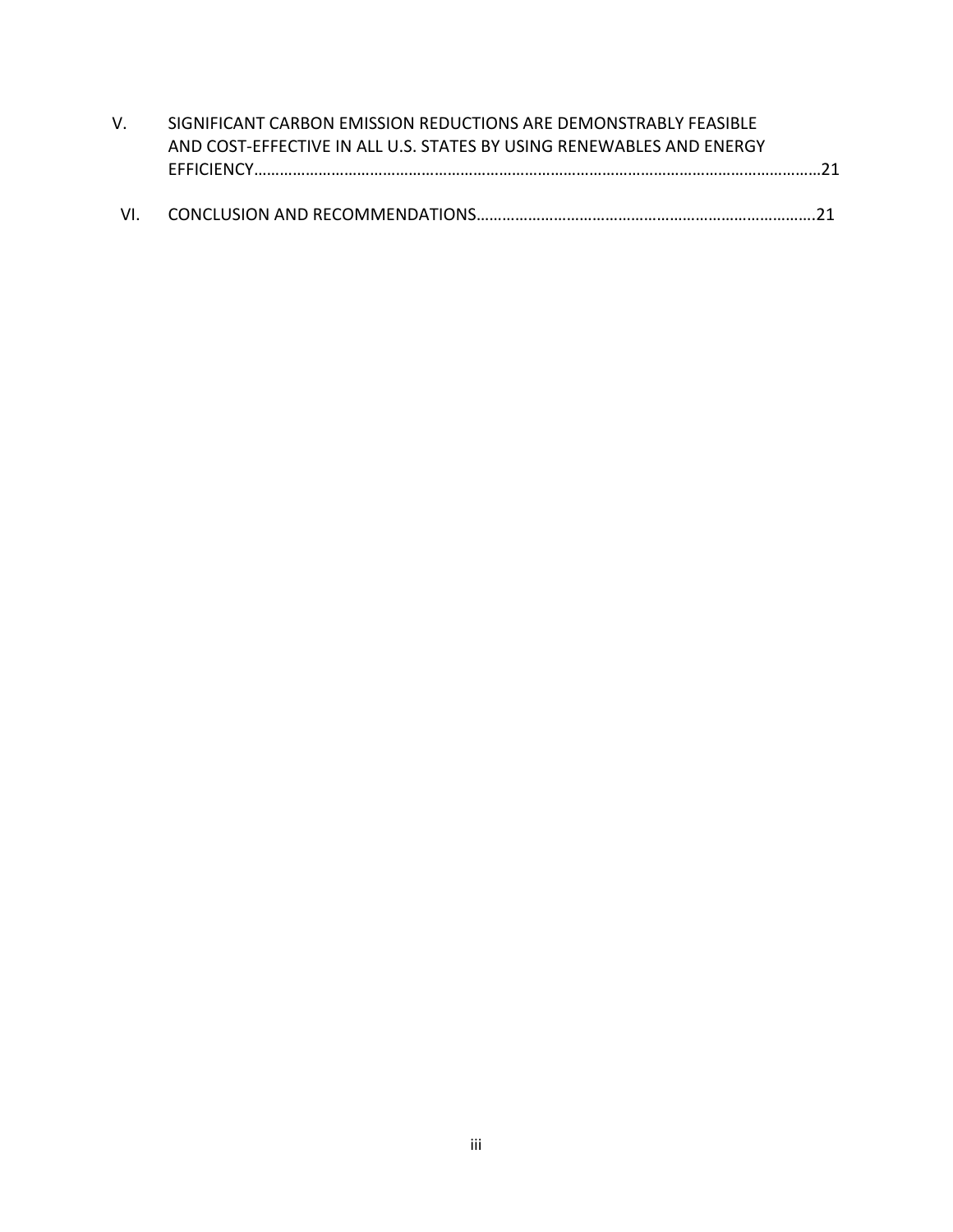V. SIGNIFICANT CARBON EMISSION REDUCTIONS ARE DEMONSTRABLY FEASIBLE AND COST-EFFECTIVE IN ALL U.S. STATES BY USING RENEWABLES AND ENERGY EFFICIENCY……………………………………………………………………………………………………………………21

VI. CONCLUSION AND RECOMMENDATIONS……………………………………………………………………..21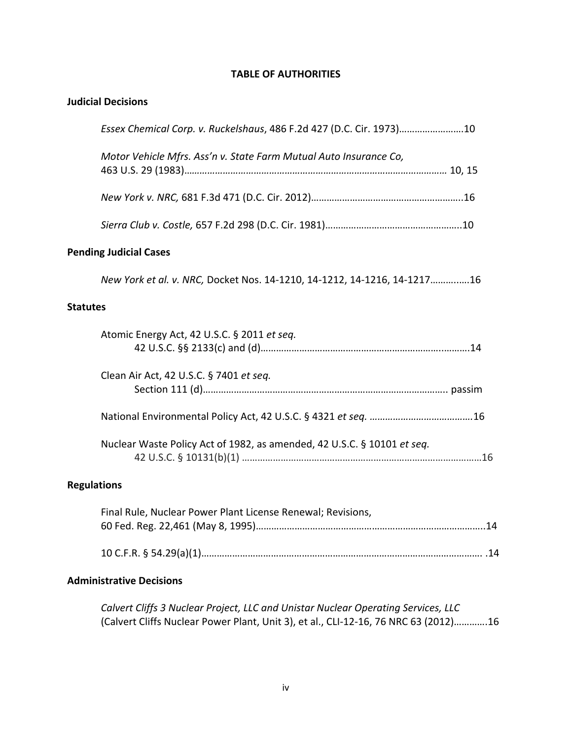**TABLE OF AUTHORITIES**

**Judicial Decisions**

*Essex Chemical Corp. v. Ruckelshaus*, 486 F.2d 427 (D.C. Cir. 1973)……………………….10

*Motor Vehicle Mfrs. Ass'n v. State Farm Mutual Auto Insurance Co,* 463 U.S. 29 (1983)………………………………………………………………………………………… 10, 15

*New York v. NRC,* 681 F.3d 471 (D.C. Cir. 2012)…………………………………………………..16

*Sierra Club v. Costle,* 657 F.2d 298 (D.C. Cir. 1981)……………………………………………..10

**Pending Judicial Cases**

*New York et al. v. NRC,* Docket Nos. 14-1210, 14-1212, 14-1216, 14-1217…………..16

**Statutes**

Atomic Energy Act, 42 U.S.C. § 2011 *et seq.*
42 U.S.C. §§ 2133(c) and (d)………………………………………………………………………..14

Clean Air Act, 42 U.S.C. § 7401 *et seq.*
Section 111 (d)……………………………………………………………………………………... passim

National Environmental Policy Act, 42 U.S.C. § 4321 *et seq.* …………………………………16

Nuclear Waste Policy Act of 1982, as amended, 42 U.S.C. § 10101 *et seq.*
42 U.S.C. § 10131(b)(1) …………………………………………………………………………………16

**Regulations**

Final Rule, Nuclear Power Plant License Renewal; Revisions, 60 Fed. Reg. 22,461 (May 8, 1995)……………………………………………………………………………..14

10 C.F.R. § 54.29(a)(1)…………………………………………………………………………………………. .14

**Administrative Decisions**

*Calvert Cliffs 3 Nuclear Project, LLC and Unistar Nuclear Operating Services, LLC* (Calvert Cliffs Nuclear Power Plant, Unit 3), et al., CLI-12-16, 76 NRC 63 (2012)………….16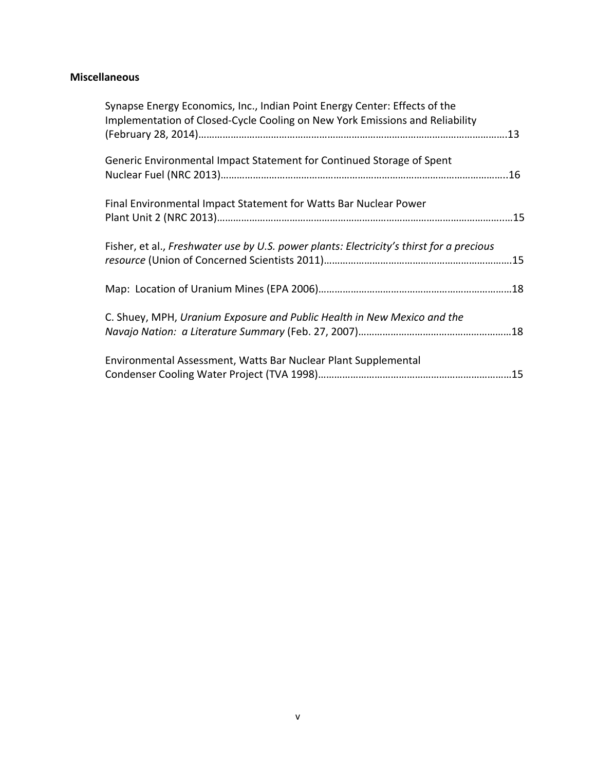**Miscellaneous**

Synapse Energy Economics, Inc., Indian Point Energy Center: Effects of the Implementation of Closed-Cycle Cooling on New York Emissions and Reliability (February 28, 2014)……………………………………………………………………………………………………13

Generic Environmental Impact Statement for Continued Storage of Spent Nuclear Fuel (NRC 2013)……………………………………………………………………………………………..16

Final Environmental Impact Statement for Watts Bar Nuclear Power Plant Unit 2 (NRC 2013)……………………………………………………………………………………………...15

Fisher, et al., *Freshwater use by U.S. power plants: Electricity's thirst for a precious resource* (Union of Concerned Scientists 2011)……………………………………………………………15

Map: Location of Uranium Mines (EPA 2006)………………………………………………………………18

C. Shuey, MPH, *Uranium Exposure and Public Health in New Mexico and the Navajo Nation: a Literature Summary* (Feb. 27, 2007)…………………………………………………18

Environmental Assessment, Watts Bar Nuclear Plant Supplemental Condenser Cooling Water Project (TVA 1998)………………………………………………………………15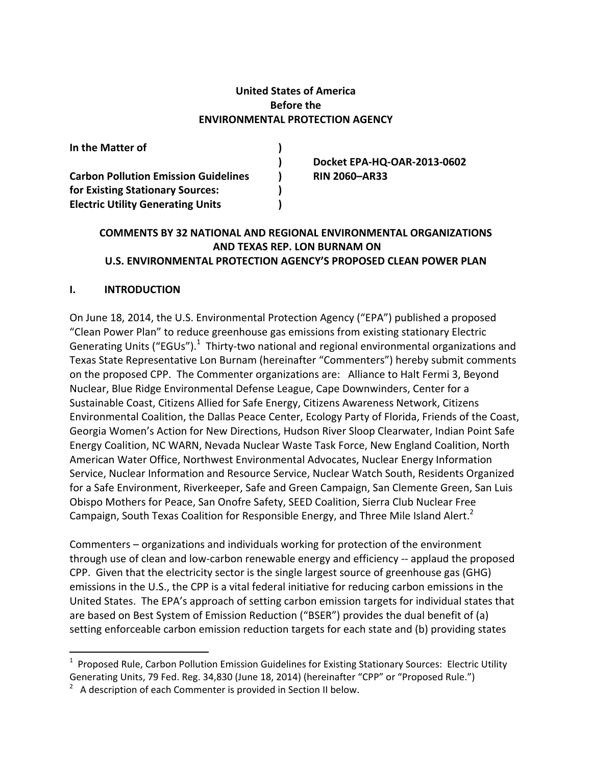**United States of America**
**Before the**
**ENVIRONMENTAL PROTECTION AGENCY**

| | | |
|---|---|---|
| **In the Matter of** | **)** | |
| | **)** | **Docket EPA-HQ-OAR-2013-0602** |
| **Carbon Pollution Emission Guidelines** | **)** | **RIN 2060–AR33** |
| **for Existing Stationary Sources:** | **)** | |
| **Electric Utility Generating Units** | **)** | |

**COMMENTS BY 32 NATIONAL AND REGIONAL ENVIRONMENTAL ORGANIZATIONS AND TEXAS REP. LON BURNAM ON U.S. ENVIRONMENTAL PROTECTION AGENCY'S PROPOSED CLEAN POWER PLAN**

## I. INTRODUCTION

On June 18, 2014, the U.S. Environmental Protection Agency ("EPA") published a proposed "Clean Power Plan" to reduce greenhouse gas emissions from existing stationary Electric Generating Units ("EGUs").[1] Thirty-two national and regional environmental organizations and Texas State Representative Lon Burnam (hereinafter "Commenters") hereby submit comments on the proposed CPP. The Commenter organizations are: Alliance to Halt Fermi 3, Beyond Nuclear, Blue Ridge Environmental Defense League, Cape Downwinders, Center for a Sustainable Coast, Citizens Allied for Safe Energy, Citizens Awareness Network, Citizens Environmental Coalition, the Dallas Peace Center, Ecology Party of Florida, Friends of the Coast, Georgia Women's Action for New Directions, Hudson River Sloop Clearwater, Indian Point Safe Energy Coalition, NC WARN, Nevada Nuclear Waste Task Force, New England Coalition, North American Water Office, Northwest Environmental Advocates, Nuclear Energy Information Service, Nuclear Information and Resource Service, Nuclear Watch South, Residents Organized for a Safe Environment, Riverkeeper, Safe and Green Campaign, San Clemente Green, San Luis Obispo Mothers for Peace, San Onofre Safety, SEED Coalition, Sierra Club Nuclear Free Campaign, South Texas Coalition for Responsible Energy, and Three Mile Island Alert.[2]

Commenters – organizations and individuals working for protection of the environment through use of clean and low-carbon renewable energy and efficiency -- applaud the proposed CPP. Given that the electricity sector is the single largest source of greenhouse gas (GHG) emissions in the U.S., the CPP is a vital federal initiative for reducing carbon emissions in the United States. The EPA's approach of setting carbon emission targets for individual states that are based on Best System of Emission Reduction ("BSER") provides the dual benefit of (a) setting enforceable carbon emission reduction targets for each state and (b) providing states

---

[1] Proposed Rule, Carbon Pollution Emission Guidelines for Existing Stationary Sources: Electric Utility Generating Units, 79 Fed. Reg. 34,830 (June 18, 2014) (hereinafter "CPP" or "Proposed Rule.")

[2] A description of each Commenter is provided in Section II below.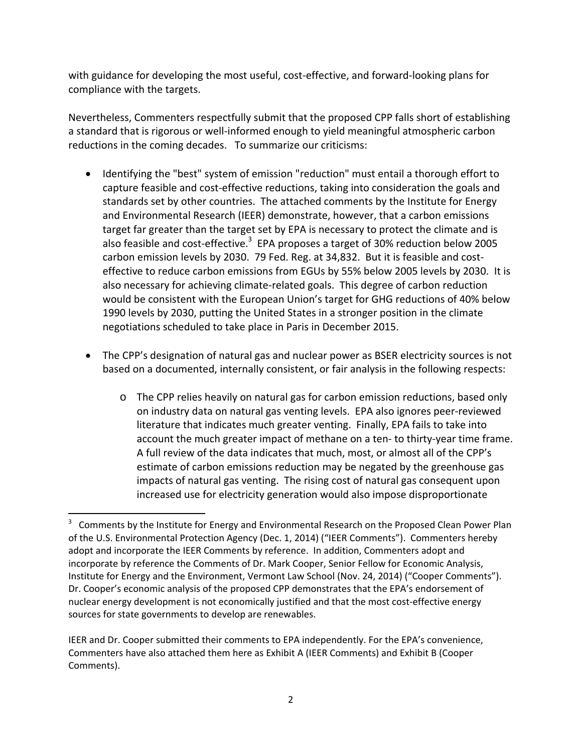with guidance for developing the most useful, cost-effective, and forward-looking plans for compliance with the targets.

Nevertheless, Commenters respectfully submit that the proposed CPP falls short of establishing a standard that is rigorous or well-informed enough to yield meaningful atmospheric carbon reductions in the coming decades. To summarize our criticisms:

- Identifying the "best" system of emission "reduction" must entail a thorough effort to capture feasible and cost-effective reductions, taking into consideration the goals and standards set by other countries. The attached comments by the Institute for Energy and Environmental Research (IEER) demonstrate, however, that a carbon emissions target far greater than the target set by EPA is necessary to protect the climate and is also feasible and cost-effective.[3] EPA proposes a target of 30% reduction below 2005 carbon emission levels by 2030. 79 Fed. Reg. at 34,832. But it is feasible and cost-effective to reduce carbon emissions from EGUs by 55% below 2005 levels by 2030. It is also necessary for achieving climate-related goals. This degree of carbon reduction would be consistent with the European Union's target for GHG reductions of 40% below 1990 levels by 2030, putting the United States in a stronger position in the climate negotiations scheduled to take place in Paris in December 2015.

- The CPP's designation of natural gas and nuclear power as BSER electricity sources is not based on a documented, internally consistent, or fair analysis in the following respects:
  - The CPP relies heavily on natural gas for carbon emission reductions, based only on industry data on natural gas venting levels. EPA also ignores peer-reviewed literature that indicates much greater venting. Finally, EPA fails to take into account the much greater impact of methane on a ten- to thirty-year time frame. A full review of the data indicates that much, most, or almost all of the CPP's estimate of carbon emissions reduction may be negated by the greenhouse gas impacts of natural gas venting. The rising cost of natural gas consequent upon increased use for electricity generation would also impose disproportionate

---

[3] Comments by the Institute for Energy and Environmental Research on the Proposed Clean Power Plan of the U.S. Environmental Protection Agency (Dec. 1, 2014) ("IEER Comments"). Commenters hereby adopt and incorporate the IEER Comments by reference. In addition, Commenters adopt and incorporate by reference the Comments of Dr. Mark Cooper, Senior Fellow for Economic Analysis, Institute for Energy and the Environment, Vermont Law School (Nov. 24, 2014) ("Cooper Comments"). Dr. Cooper's economic analysis of the proposed CPP demonstrates that the EPA's endorsement of nuclear energy development is not economically justified and that the most cost-effective energy sources for state governments to develop are renewables.

IEER and Dr. Cooper submitted their comments to EPA independently. For the EPA's convenience, Commenters have also attached them here as Exhibit A (IEER Comments) and Exhibit B (Cooper Comments).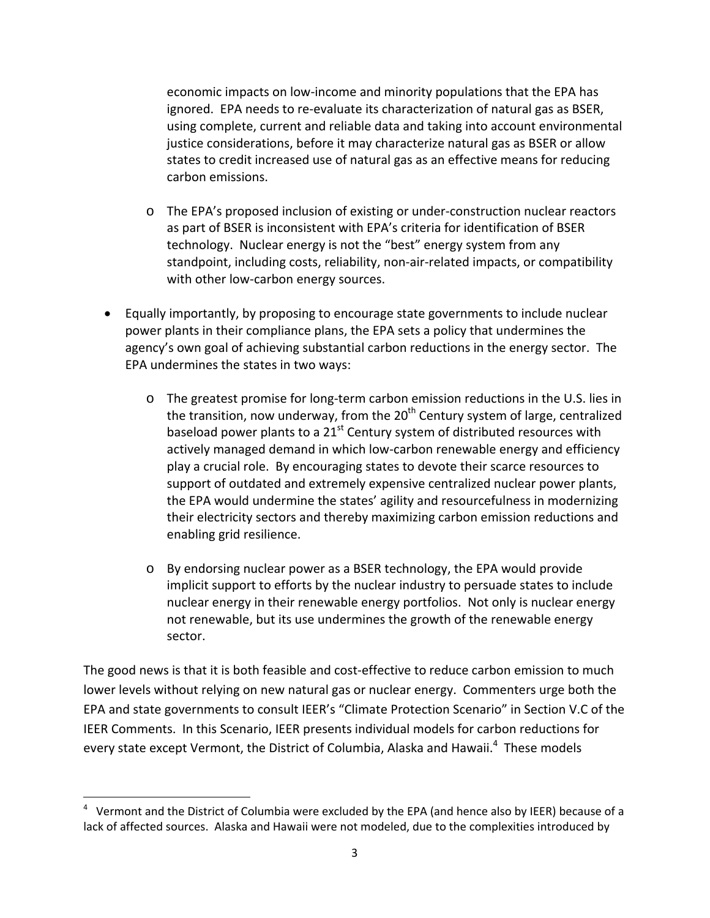economic impacts on low-income and minority populations that the EPA has ignored. EPA needs to re-evaluate its characterization of natural gas as BSER, using complete, current and reliable data and taking into account environmental justice considerations, before it may characterize natural gas as BSER or allow states to credit increased use of natural gas as an effective means for reducing carbon emissions.

    - The EPA's proposed inclusion of existing or under-construction nuclear reactors as part of BSER is inconsistent with EPA's criteria for identification of BSER technology. Nuclear energy is not the "best" energy system from any standpoint, including costs, reliability, non-air-related impacts, or compatibility with other low-carbon energy sources.

- Equally importantly, by proposing to encourage state governments to include nuclear power plants in their compliance plans, the EPA sets a policy that undermines the agency's own goal of achieving substantial carbon reductions in the energy sector. The EPA undermines the states in two ways:

    - The greatest promise for long-term carbon emission reductions in the U.S. lies in the transition, now underway, from the 20th Century system of large, centralized baseload power plants to a 21st Century system of distributed resources with actively managed demand in which low-carbon renewable energy and efficiency play a crucial role. By encouraging states to devote their scarce resources to support of outdated and extremely expensive centralized nuclear power plants, the EPA would undermine the states' agility and resourcefulness in modernizing their electricity sectors and thereby maximizing carbon emission reductions and enabling grid resilience.

    - By endorsing nuclear power as a BSER technology, the EPA would provide implicit support to efforts by the nuclear industry to persuade states to include nuclear energy in their renewable energy portfolios. Not only is nuclear energy not renewable, but its use undermines the growth of the renewable energy sector.

The good news is that it is both feasible and cost-effective to reduce carbon emission to much lower levels without relying on new natural gas or nuclear energy. Commenters urge both the EPA and state governments to consult IEER's "Climate Protection Scenario" in Section V.C of the IEER Comments. In this Scenario, IEER presents individual models for carbon reductions for every state except Vermont, the District of Columbia, Alaska and Hawaii.[4] These models

[4] Vermont and the District of Columbia were excluded by the EPA (and hence also by IEER) because of a lack of affected sources. Alaska and Hawaii were not modeled, due to the complexities introduced by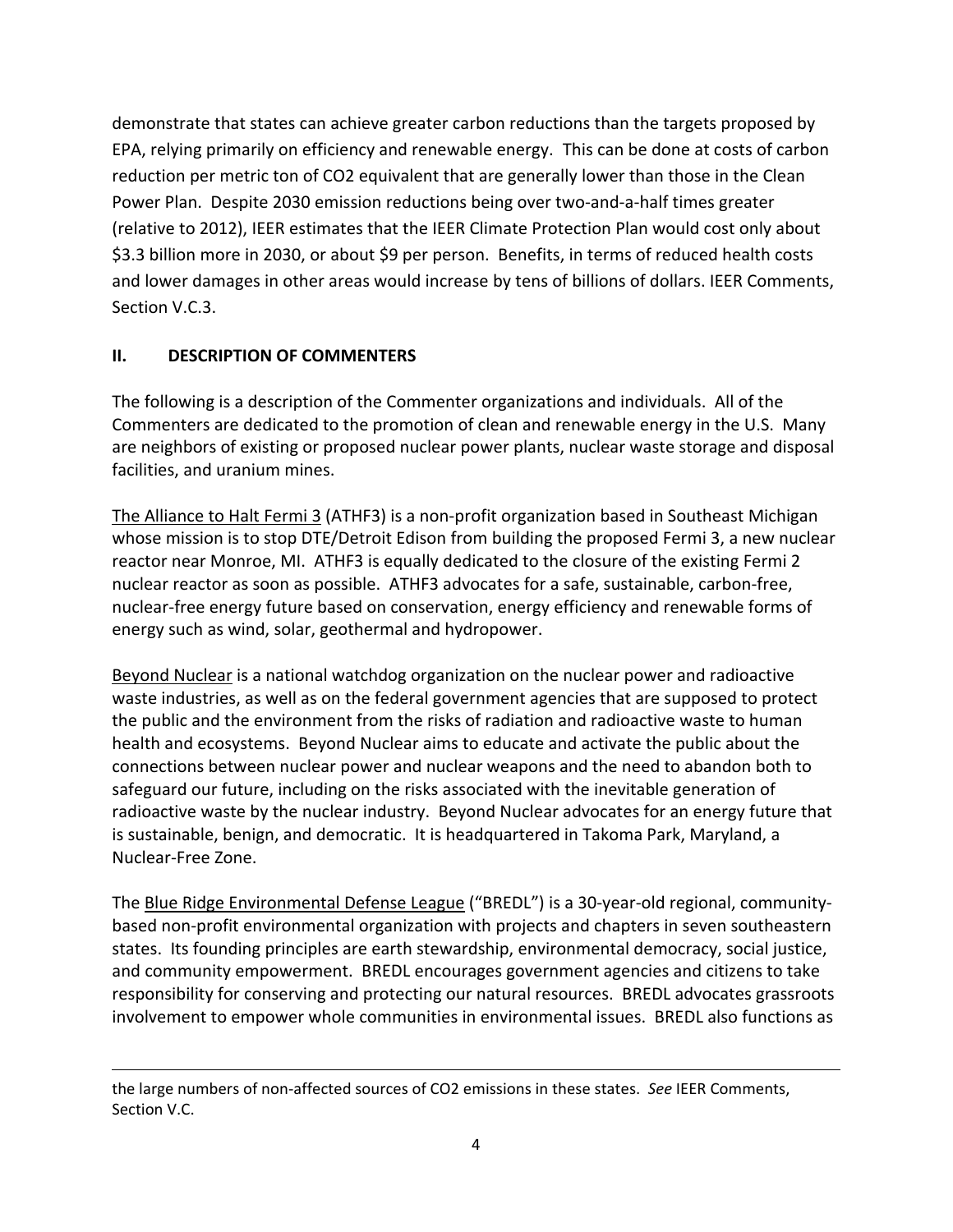demonstrate that states can achieve greater carbon reductions than the targets proposed by EPA, relying primarily on efficiency and renewable energy. This can be done at costs of carbon reduction per metric ton of CO2 equivalent that are generally lower than those in the Clean Power Plan. Despite 2030 emission reductions being over two-and-a-half times greater (relative to 2012), IEER estimates that the IEER Climate Protection Plan would cost only about $3.3 billion more in 2030, or about $9 per person. Benefits, in terms of reduced health costs and lower damages in other areas would increase by tens of billions of dollars. IEER Comments, Section V.C.3.

## II. DESCRIPTION OF COMMENTERS

The following is a description of the Commenter organizations and individuals. All of the Commenters are dedicated to the promotion of clean and renewable energy in the U.S. Many are neighbors of existing or proposed nuclear power plants, nuclear waste storage and disposal facilities, and uranium mines.

The Alliance to Halt Fermi 3 (ATHF3) is a non-profit organization based in Southeast Michigan whose mission is to stop DTE/Detroit Edison from building the proposed Fermi 3, a new nuclear reactor near Monroe, MI. ATHF3 is equally dedicated to the closure of the existing Fermi 2 nuclear reactor as soon as possible. ATHF3 advocates for a safe, sustainable, carbon-free, nuclear-free energy future based on conservation, energy efficiency and renewable forms of energy such as wind, solar, geothermal and hydropower.

Beyond Nuclear is a national watchdog organization on the nuclear power and radioactive waste industries, as well as on the federal government agencies that are supposed to protect the public and the environment from the risks of radiation and radioactive waste to human health and ecosystems. Beyond Nuclear aims to educate and activate the public about the connections between nuclear power and nuclear weapons and the need to abandon both to safeguard our future, including on the risks associated with the inevitable generation of radioactive waste by the nuclear industry. Beyond Nuclear advocates for an energy future that is sustainable, benign, and democratic. It is headquartered in Takoma Park, Maryland, a Nuclear-Free Zone.

The Blue Ridge Environmental Defense League ("BREDL") is a 30-year-old regional, community-based non-profit environmental organization with projects and chapters in seven southeastern states. Its founding principles are earth stewardship, environmental democracy, social justice, and community empowerment. BREDL encourages government agencies and citizens to take responsibility for conserving and protecting our natural resources. BREDL advocates grassroots involvement to empower whole communities in environmental issues. BREDL also functions as

---

the large numbers of non-affected sources of CO2 emissions in these states. *See* IEER Comments, Section V.C.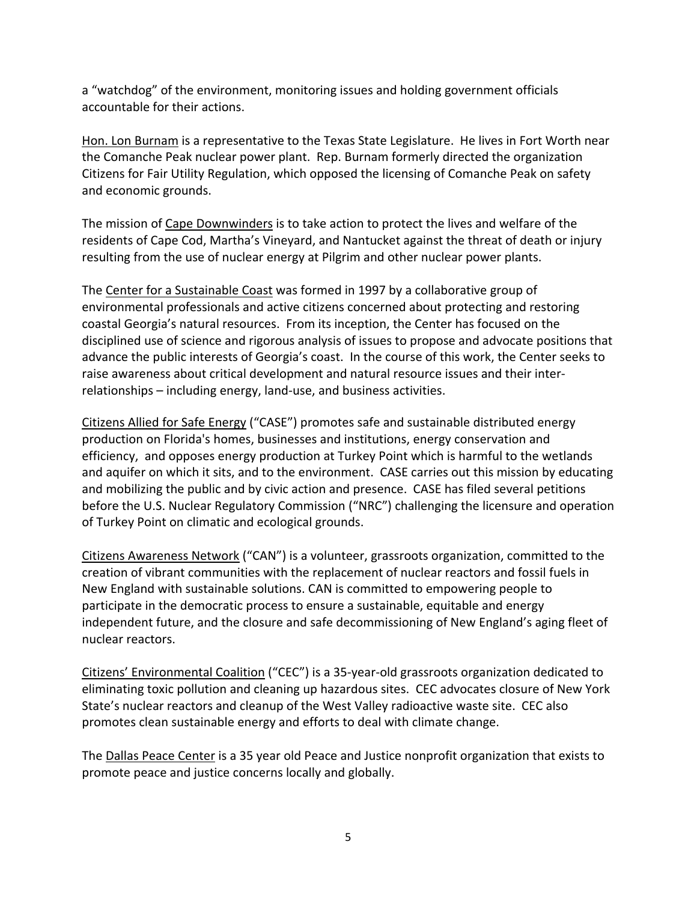a "watchdog" of the environment, monitoring issues and holding government officials accountable for their actions.

<u>Hon. Lon Burnam</u> is a representative to the Texas State Legislature. He lives in Fort Worth near the Comanche Peak nuclear power plant. Rep. Burnam formerly directed the organization Citizens for Fair Utility Regulation, which opposed the licensing of Comanche Peak on safety and economic grounds.

The mission of <u>Cape Downwinders</u> is to take action to protect the lives and welfare of the residents of Cape Cod, Martha's Vineyard, and Nantucket against the threat of death or injury resulting from the use of nuclear energy at Pilgrim and other nuclear power plants.

The <u>Center for a Sustainable Coast</u> was formed in 1997 by a collaborative group of environmental professionals and active citizens concerned about protecting and restoring coastal Georgia's natural resources. From its inception, the Center has focused on the disciplined use of science and rigorous analysis of issues to propose and advocate positions that advance the public interests of Georgia's coast. In the course of this work, the Center seeks to raise awareness about critical development and natural resource issues and their inter-relationships – including energy, land-use, and business activities.

<u>Citizens Allied for Safe Energy</u> ("CASE") promotes safe and sustainable distributed energy production on Florida's homes, businesses and institutions, energy conservation and efficiency, and opposes energy production at Turkey Point which is harmful to the wetlands and aquifer on which it sits, and to the environment. CASE carries out this mission by educating and mobilizing the public and by civic action and presence. CASE has filed several petitions before the U.S. Nuclear Regulatory Commission ("NRC") challenging the licensure and operation of Turkey Point on climatic and ecological grounds.

<u>Citizens Awareness Network</u> ("CAN") is a volunteer, grassroots organization, committed to the creation of vibrant communities with the replacement of nuclear reactors and fossil fuels in New England with sustainable solutions. CAN is committed to empowering people to participate in the democratic process to ensure a sustainable, equitable and energy independent future, and the closure and safe decommissioning of New England's aging fleet of nuclear reactors.

<u>Citizens' Environmental Coalition</u> ("CEC") is a 35-year-old grassroots organization dedicated to eliminating toxic pollution and cleaning up hazardous sites. CEC advocates closure of New York State's nuclear reactors and cleanup of the West Valley radioactive waste site. CEC also promotes clean sustainable energy and efforts to deal with climate change.

The <u>Dallas Peace Center</u> is a 35 year old Peace and Justice nonprofit organization that exists to promote peace and justice concerns locally and globally.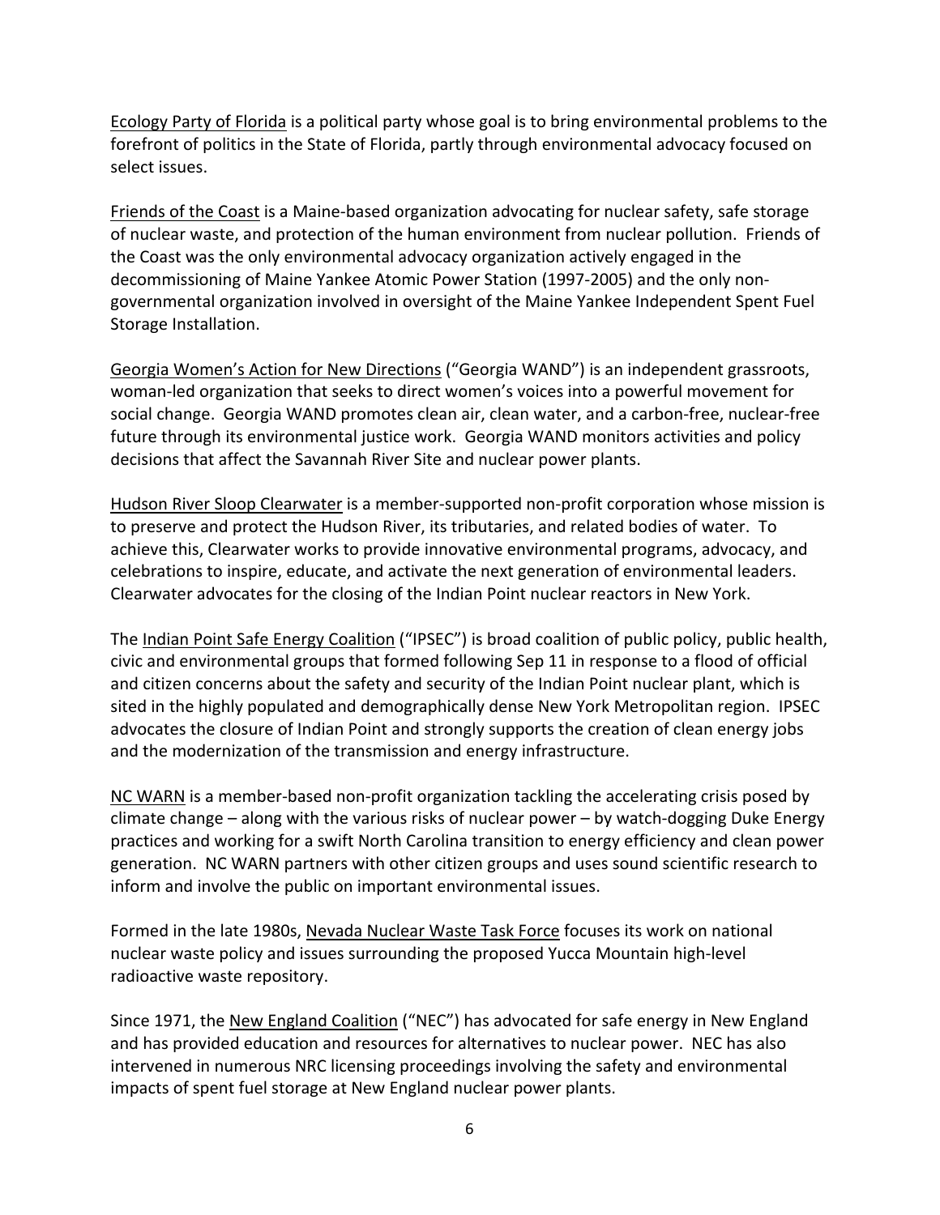Ecology Party of Florida is a political party whose goal is to bring environmental problems to the forefront of politics in the State of Florida, partly through environmental advocacy focused on select issues.

Friends of the Coast is a Maine-based organization advocating for nuclear safety, safe storage of nuclear waste, and protection of the human environment from nuclear pollution. Friends of the Coast was the only environmental advocacy organization actively engaged in the decommissioning of Maine Yankee Atomic Power Station (1997-2005) and the only non-governmental organization involved in oversight of the Maine Yankee Independent Spent Fuel Storage Installation.

Georgia Women's Action for New Directions ("Georgia WAND") is an independent grassroots, woman-led organization that seeks to direct women's voices into a powerful movement for social change. Georgia WAND promotes clean air, clean water, and a carbon-free, nuclear-free future through its environmental justice work. Georgia WAND monitors activities and policy decisions that affect the Savannah River Site and nuclear power plants.

Hudson River Sloop Clearwater is a member-supported non-profit corporation whose mission is to preserve and protect the Hudson River, its tributaries, and related bodies of water. To achieve this, Clearwater works to provide innovative environmental programs, advocacy, and celebrations to inspire, educate, and activate the next generation of environmental leaders. Clearwater advocates for the closing of the Indian Point nuclear reactors in New York.

The Indian Point Safe Energy Coalition ("IPSEC") is broad coalition of public policy, public health, civic and environmental groups that formed following Sep 11 in response to a flood of official and citizen concerns about the safety and security of the Indian Point nuclear plant, which is sited in the highly populated and demographically dense New York Metropolitan region. IPSEC advocates the closure of Indian Point and strongly supports the creation of clean energy jobs and the modernization of the transmission and energy infrastructure.

NC WARN is a member-based non-profit organization tackling the accelerating crisis posed by climate change – along with the various risks of nuclear power – by watch-dogging Duke Energy practices and working for a swift North Carolina transition to energy efficiency and clean power generation. NC WARN partners with other citizen groups and uses sound scientific research to inform and involve the public on important environmental issues.

Formed in the late 1980s, Nevada Nuclear Waste Task Force focuses its work on national nuclear waste policy and issues surrounding the proposed Yucca Mountain high-level radioactive waste repository.

Since 1971, the New England Coalition ("NEC") has advocated for safe energy in New England and has provided education and resources for alternatives to nuclear power. NEC has also intervened in numerous NRC licensing proceedings involving the safety and environmental impacts of spent fuel storage at New England nuclear power plants.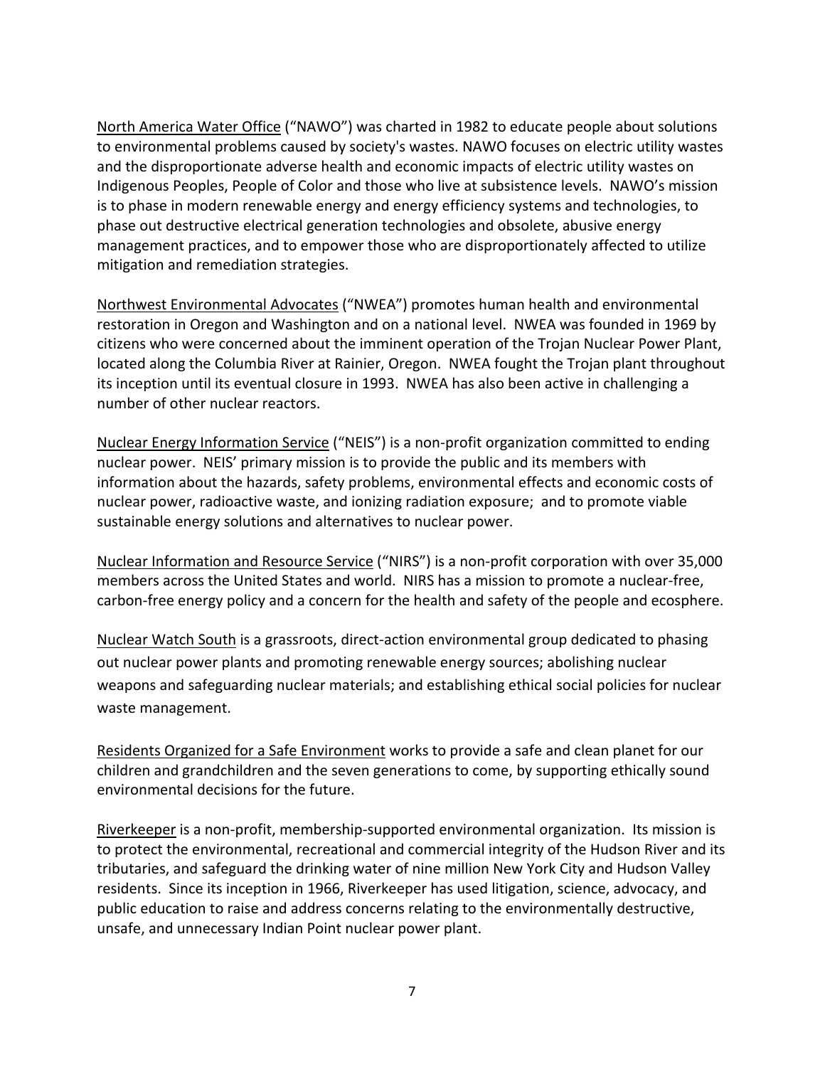North America Water Office ("NAWO") was charted in 1982 to educate people about solutions to environmental problems caused by society's wastes. NAWO focuses on electric utility wastes and the disproportionate adverse health and economic impacts of electric utility wastes on Indigenous Peoples, People of Color and those who live at subsistence levels. NAWO's mission is to phase in modern renewable energy and energy efficiency systems and technologies, to phase out destructive electrical generation technologies and obsolete, abusive energy management practices, and to empower those who are disproportionately affected to utilize mitigation and remediation strategies.

Northwest Environmental Advocates ("NWEA") promotes human health and environmental restoration in Oregon and Washington and on a national level. NWEA was founded in 1969 by citizens who were concerned about the imminent operation of the Trojan Nuclear Power Plant, located along the Columbia River at Rainier, Oregon. NWEA fought the Trojan plant throughout its inception until its eventual closure in 1993. NWEA has also been active in challenging a number of other nuclear reactors.

Nuclear Energy Information Service ("NEIS") is a non-profit organization committed to ending nuclear power. NEIS' primary mission is to provide the public and its members with information about the hazards, safety problems, environmental effects and economic costs of nuclear power, radioactive waste, and ionizing radiation exposure; and to promote viable sustainable energy solutions and alternatives to nuclear power.

Nuclear Information and Resource Service ("NIRS") is a non-profit corporation with over 35,000 members across the United States and world. NIRS has a mission to promote a nuclear-free, carbon-free energy policy and a concern for the health and safety of the people and ecosphere.

Nuclear Watch South is a grassroots, direct-action environmental group dedicated to phasing out nuclear power plants and promoting renewable energy sources; abolishing nuclear weapons and safeguarding nuclear materials; and establishing ethical social policies for nuclear waste management.

Residents Organized for a Safe Environment works to provide a safe and clean planet for our children and grandchildren and the seven generations to come, by supporting ethically sound environmental decisions for the future.

Riverkeeper is a non-profit, membership-supported environmental organization. Its mission is to protect the environmental, recreational and commercial integrity of the Hudson River and its tributaries, and safeguard the drinking water of nine million New York City and Hudson Valley residents. Since its inception in 1966, Riverkeeper has used litigation, science, advocacy, and public education to raise and address concerns relating to the environmentally destructive, unsafe, and unnecessary Indian Point nuclear power plant.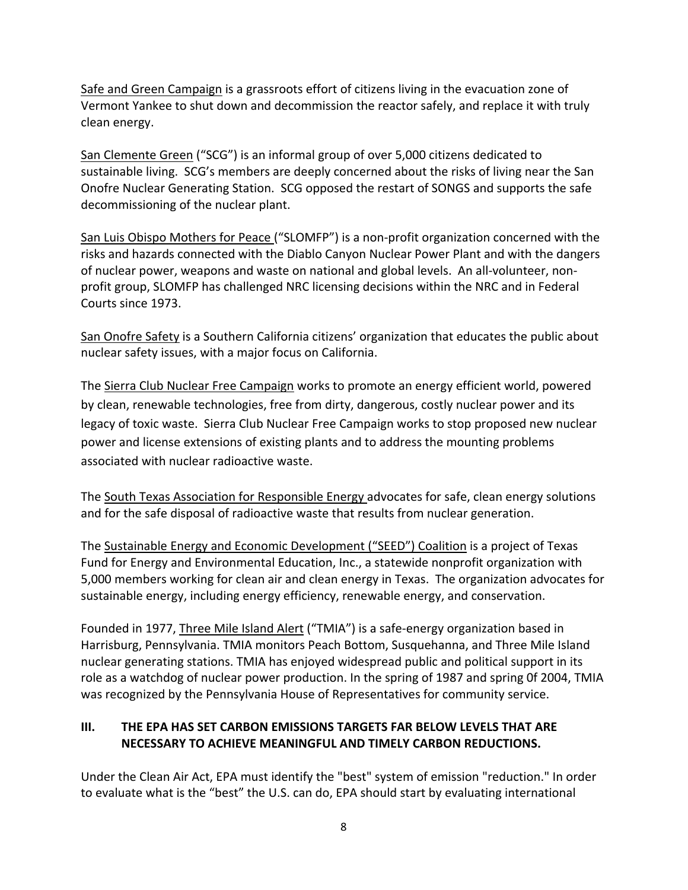<u>Safe and Green Campaign</u> is a grassroots effort of citizens living in the evacuation zone of Vermont Yankee to shut down and decommission the reactor safely, and replace it with truly clean energy.

<u>San Clemente Green</u> ("SCG") is an informal group of over 5,000 citizens dedicated to sustainable living. SCG's members are deeply concerned about the risks of living near the San Onofre Nuclear Generating Station. SCG opposed the restart of SONGS and supports the safe decommissioning of the nuclear plant.

<u>San Luis Obispo Mothers for Peace</u> ("SLOMFP") is a non-profit organization concerned with the risks and hazards connected with the Diablo Canyon Nuclear Power Plant and with the dangers of nuclear power, weapons and waste on national and global levels. An all-volunteer, non-profit group, SLOMFP has challenged NRC licensing decisions within the NRC and in Federal Courts since 1973.

<u>San Onofre Safety</u> is a Southern California citizens' organization that educates the public about nuclear safety issues, with a major focus on California.

The <u>Sierra Club Nuclear Free Campaign</u> works to promote an energy efficient world, powered by clean, renewable technologies, free from dirty, dangerous, costly nuclear power and its legacy of toxic waste. Sierra Club Nuclear Free Campaign works to stop proposed new nuclear power and license extensions of existing plants and to address the mounting problems associated with nuclear radioactive waste.

The <u>South Texas Association for Responsible Energy</u> advocates for safe, clean energy solutions and for the safe disposal of radioactive waste that results from nuclear generation.

The <u>Sustainable Energy and Economic Development ("SEED") Coalition</u> is a project of Texas Fund for Energy and Environmental Education, Inc., a statewide nonprofit organization with 5,000 members working for clean air and clean energy in Texas. The organization advocates for sustainable energy, including energy efficiency, renewable energy, and conservation.

Founded in 1977, <u>Three Mile Island Alert</u> ("TMIA") is a safe-energy organization based in Harrisburg, Pennsylvania. TMIA monitors Peach Bottom, Susquehanna, and Three Mile Island nuclear generating stations. TMIA has enjoyed widespread public and political support in its role as a watchdog of nuclear power production. In the spring of 1987 and spring 0f 2004, TMIA was recognized by the Pennsylvania House of Representatives for community service.

## III. THE EPA HAS SET CARBON EMISSIONS TARGETS FAR BELOW LEVELS THAT ARE NECESSARY TO ACHIEVE MEANINGFUL AND TIMELY CARBON REDUCTIONS.

Under the Clean Air Act, EPA must identify the "best" system of emission "reduction." In order to evaluate what is the "best" the U.S. can do, EPA should start by evaluating international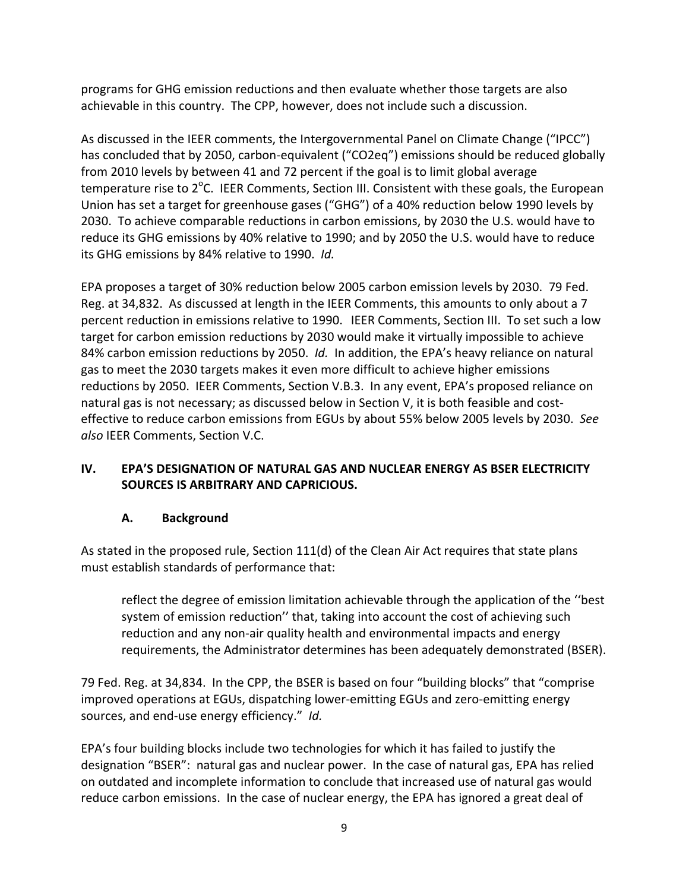programs for GHG emission reductions and then evaluate whether those targets are also achievable in this country. The CPP, however, does not include such a discussion.

As discussed in the IEER comments, the Intergovernmental Panel on Climate Change ("IPCC") has concluded that by 2050, carbon-equivalent ("CO2eq") emissions should be reduced globally from 2010 levels by between 41 and 72 percent if the goal is to limit global average temperature rise to 2°C. IEER Comments, Section III. Consistent with these goals, the European Union has set a target for greenhouse gases ("GHG") of a 40% reduction below 1990 levels by 2030. To achieve comparable reductions in carbon emissions, by 2030 the U.S. would have to reduce its GHG emissions by 40% relative to 1990; and by 2050 the U.S. would have to reduce its GHG emissions by 84% relative to 1990. *Id.*

EPA proposes a target of 30% reduction below 2005 carbon emission levels by 2030. 79 Fed. Reg. at 34,832. As discussed at length in the IEER Comments, this amounts to only about a 7 percent reduction in emissions relative to 1990. IEER Comments, Section III. To set such a low target for carbon emission reductions by 2030 would make it virtually impossible to achieve 84% carbon emission reductions by 2050. *Id.* In addition, the EPA's heavy reliance on natural gas to meet the 2030 targets makes it even more difficult to achieve higher emissions reductions by 2050. IEER Comments, Section V.B.3. In any event, EPA's proposed reliance on natural gas is not necessary; as discussed below in Section V, it is both feasible and cost-effective to reduce carbon emissions from EGUs by about 55% below 2005 levels by 2030. *See also* IEER Comments, Section V.C.

## IV. EPA'S DESIGNATION OF NATURAL GAS AND NUCLEAR ENERGY AS BSER ELECTRICITY SOURCES IS ARBITRARY AND CAPRICIOUS.

### A. Background

As stated in the proposed rule, Section 111(d) of the Clean Air Act requires that state plans must establish standards of performance that:

> reflect the degree of emission limitation achievable through the application of the ''best system of emission reduction'' that, taking into account the cost of achieving such reduction and any non-air quality health and environmental impacts and energy requirements, the Administrator determines has been adequately demonstrated (BSER).

79 Fed. Reg. at 34,834. In the CPP, the BSER is based on four "building blocks" that "comprise improved operations at EGUs, dispatching lower-emitting EGUs and zero-emitting energy sources, and end-use energy efficiency." *Id.*

EPA's four building blocks include two technologies for which it has failed to justify the designation "BSER": natural gas and nuclear power. In the case of natural gas, EPA has relied on outdated and incomplete information to conclude that increased use of natural gas would reduce carbon emissions. In the case of nuclear energy, the EPA has ignored a great deal of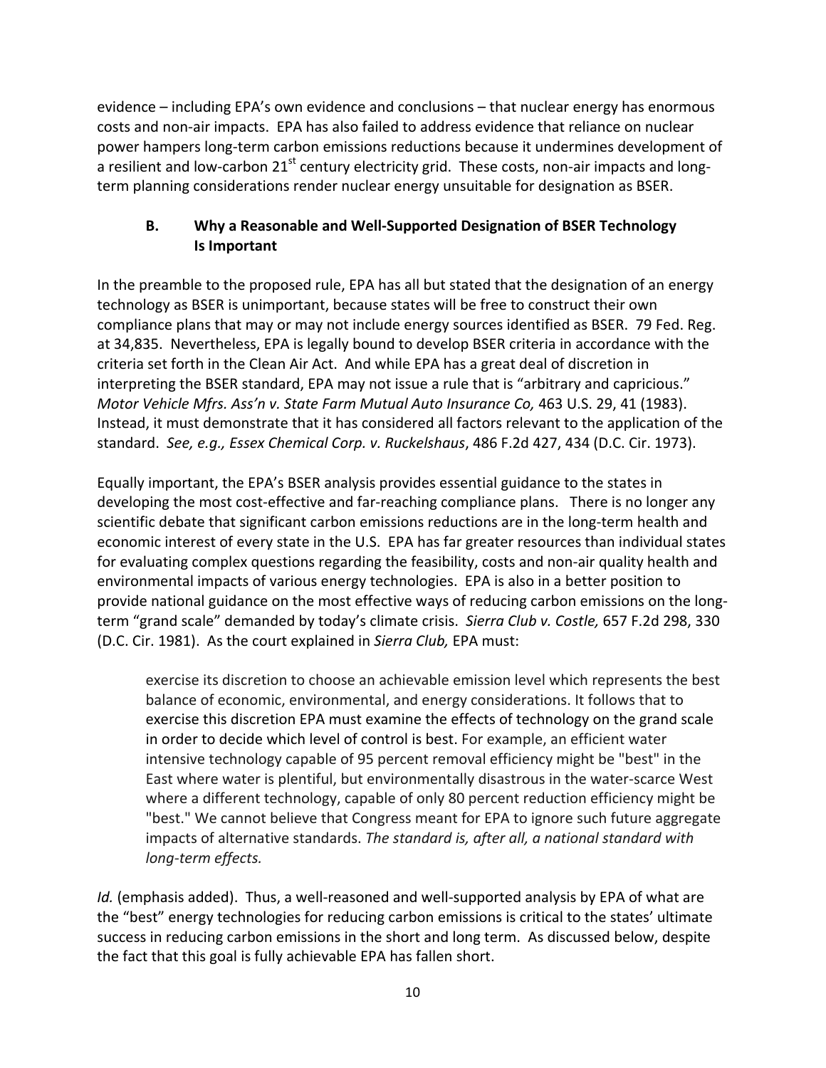evidence – including EPA's own evidence and conclusions – that nuclear energy has enormous costs and non-air impacts. EPA has also failed to address evidence that reliance on nuclear power hampers long-term carbon emissions reductions because it undermines development of a resilient and low-carbon 21st century electricity grid. These costs, non-air impacts and long-term planning considerations render nuclear energy unsuitable for designation as BSER.

### B. Why a Reasonable and Well-Supported Designation of BSER Technology Is Important

In the preamble to the proposed rule, EPA has all but stated that the designation of an energy technology as BSER is unimportant, because states will be free to construct their own compliance plans that may or may not include energy sources identified as BSER. 79 Fed. Reg. at 34,835. Nevertheless, EPA is legally bound to develop BSER criteria in accordance with the criteria set forth in the Clean Air Act. And while EPA has a great deal of discretion in interpreting the BSER standard, EPA may not issue a rule that is "arbitrary and capricious." *Motor Vehicle Mfrs. Ass'n v. State Farm Mutual Auto Insurance Co,* 463 U.S. 29, 41 (1983). Instead, it must demonstrate that it has considered all factors relevant to the application of the standard. *See, e.g., Essex Chemical Corp. v. Ruckelshaus*, 486 F.2d 427, 434 (D.C. Cir. 1973).

Equally important, the EPA's BSER analysis provides essential guidance to the states in developing the most cost-effective and far-reaching compliance plans. There is no longer any scientific debate that significant carbon emissions reductions are in the long-term health and economic interest of every state in the U.S. EPA has far greater resources than individual states for evaluating complex questions regarding the feasibility, costs and non-air quality health and environmental impacts of various energy technologies. EPA is also in a better position to provide national guidance on the most effective ways of reducing carbon emissions on the long-term "grand scale" demanded by today's climate crisis. *Sierra Club v. Costle,* 657 F.2d 298, 330 (D.C. Cir. 1981). As the court explained in *Sierra Club,* EPA must:

> exercise its discretion to choose an achievable emission level which represents the best balance of economic, environmental, and energy considerations. It follows that to exercise this discretion EPA must examine the effects of technology on the grand scale in order to decide which level of control is best. For example, an efficient water intensive technology capable of 95 percent removal efficiency might be "best" in the East where water is plentiful, but environmentally disastrous in the water-scarce West where a different technology, capable of only 80 percent reduction efficiency might be "best." We cannot believe that Congress meant for EPA to ignore such future aggregate impacts of alternative standards. *The standard is, after all, a national standard with long-term effects.*

*Id.* (emphasis added). Thus, a well-reasoned and well-supported analysis by EPA of what are the "best" energy technologies for reducing carbon emissions is critical to the states' ultimate success in reducing carbon emissions in the short and long term. As discussed below, despite the fact that this goal is fully achievable EPA has fallen short.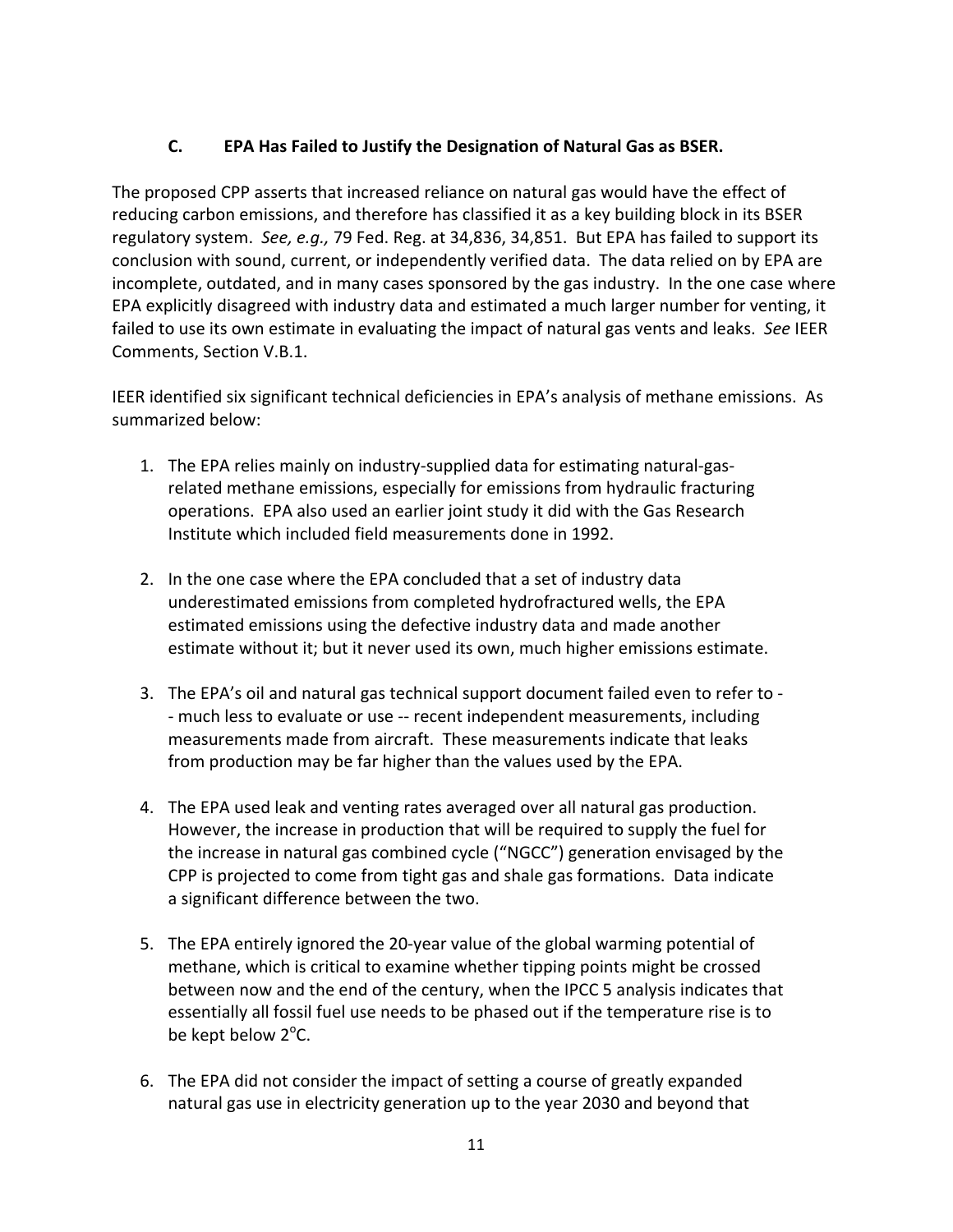### C. EPA Has Failed to Justify the Designation of Natural Gas as BSER.

The proposed CPP asserts that increased reliance on natural gas would have the effect of reducing carbon emissions, and therefore has classified it as a key building block in its BSER regulatory system. *See, e.g.,* 79 Fed. Reg. at 34,836, 34,851. But EPA has failed to support its conclusion with sound, current, or independently verified data. The data relied on by EPA are incomplete, outdated, and in many cases sponsored by the gas industry. In the one case where EPA explicitly disagreed with industry data and estimated a much larger number for venting, it failed to use its own estimate in evaluating the impact of natural gas vents and leaks. *See* IEER Comments, Section V.B.1.

IEER identified six significant technical deficiencies in EPA's analysis of methane emissions. As summarized below:

1. The EPA relies mainly on industry-supplied data for estimating natural-gas-related methane emissions, especially for emissions from hydraulic fracturing operations. EPA also used an earlier joint study it did with the Gas Research Institute which included field measurements done in 1992.

2. In the one case where the EPA concluded that a set of industry data underestimated emissions from completed hydrofractured wells, the EPA estimated emissions using the defective industry data and made another estimate without it; but it never used its own, much higher emissions estimate.

3. The EPA's oil and natural gas technical support document failed even to refer to -- much less to evaluate or use -- recent independent measurements, including measurements made from aircraft. These measurements indicate that leaks from production may be far higher than the values used by the EPA.

4. The EPA used leak and venting rates averaged over all natural gas production. However, the increase in production that will be required to supply the fuel for the increase in natural gas combined cycle ("NGCC") generation envisaged by the CPP is projected to come from tight gas and shale gas formations. Data indicate a significant difference between the two.

5. The EPA entirely ignored the 20-year value of the global warming potential of methane, which is critical to examine whether tipping points might be crossed between now and the end of the century, when the IPCC 5 analysis indicates that essentially all fossil fuel use needs to be phased out if the temperature rise is to be kept below 2°C.

6. The EPA did not consider the impact of setting a course of greatly expanded natural gas use in electricity generation up to the year 2030 and beyond that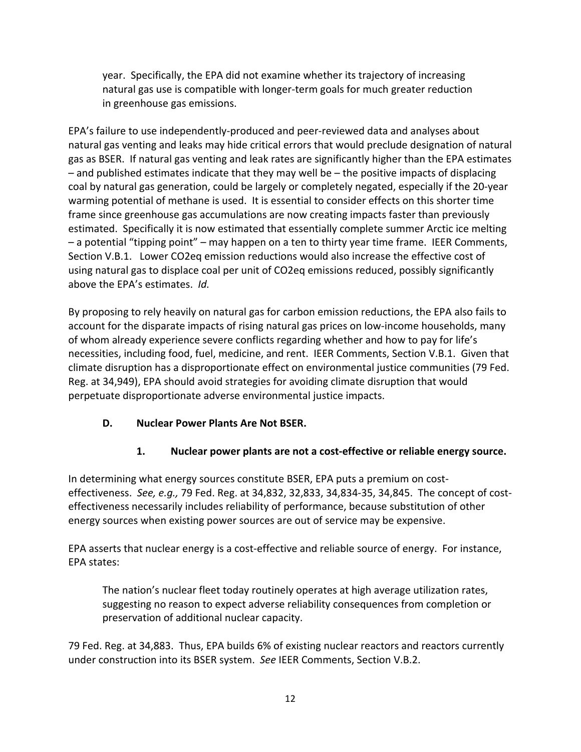year. Specifically, the EPA did not examine whether its trajectory of increasing natural gas use is compatible with longer-term goals for much greater reduction in greenhouse gas emissions.

EPA's failure to use independently-produced and peer-reviewed data and analyses about natural gas venting and leaks may hide critical errors that would preclude designation of natural gas as BSER. If natural gas venting and leak rates are significantly higher than the EPA estimates – and published estimates indicate that they may well be – the positive impacts of displacing coal by natural gas generation, could be largely or completely negated, especially if the 20-year warming potential of methane is used. It is essential to consider effects on this shorter time frame since greenhouse gas accumulations are now creating impacts faster than previously estimated. Specifically it is now estimated that essentially complete summer Arctic ice melting – a potential "tipping point" – may happen on a ten to thirty year time frame. IEER Comments, Section V.B.1. Lower CO2eq emission reductions would also increase the effective cost of using natural gas to displace coal per unit of CO2eq emissions reduced, possibly significantly above the EPA's estimates. *Id.*

By proposing to rely heavily on natural gas for carbon emission reductions, the EPA also fails to account for the disparate impacts of rising natural gas prices on low-income households, many of whom already experience severe conflicts regarding whether and how to pay for life's necessities, including food, fuel, medicine, and rent. IEER Comments, Section V.B.1. Given that climate disruption has a disproportionate effect on environmental justice communities (79 Fed. Reg. at 34,949), EPA should avoid strategies for avoiding climate disruption that would perpetuate disproportionate adverse environmental justice impacts.

### D. Nuclear Power Plants Are Not BSER.

#### 1. Nuclear power plants are not a cost-effective or reliable energy source.

In determining what energy sources constitute BSER, EPA puts a premium on cost-effectiveness. *See, e.g.,* 79 Fed. Reg. at 34,832, 32,833, 34,834-35, 34,845. The concept of cost-effectiveness necessarily includes reliability of performance, because substitution of other energy sources when existing power sources are out of service may be expensive.

EPA asserts that nuclear energy is a cost-effective and reliable source of energy. For instance, EPA states:

> The nation's nuclear fleet today routinely operates at high average utilization rates, suggesting no reason to expect adverse reliability consequences from completion or preservation of additional nuclear capacity.

79 Fed. Reg. at 34,883. Thus, EPA builds 6% of existing nuclear reactors and reactors currently under construction into its BSER system. *See* IEER Comments, Section V.B.2.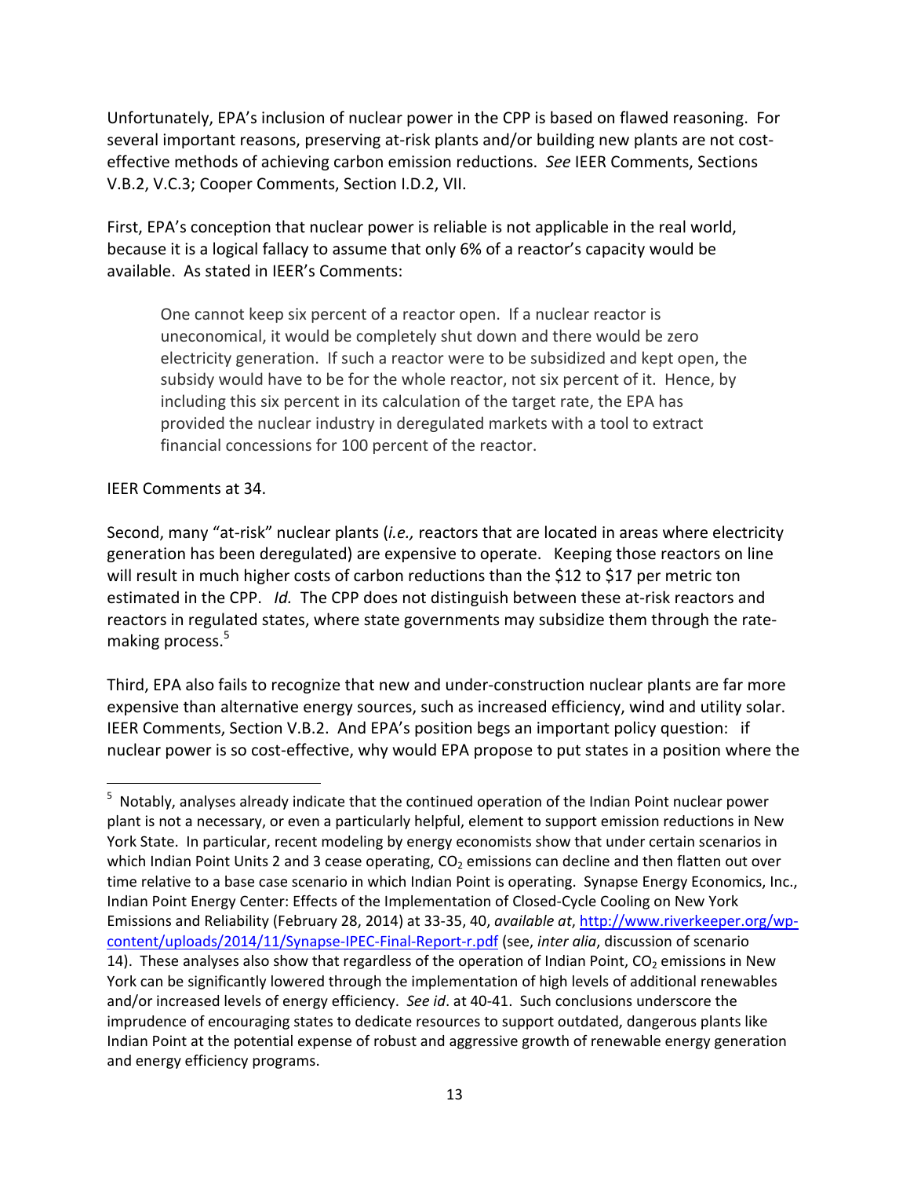Unfortunately, EPA's inclusion of nuclear power in the CPP is based on flawed reasoning. For several important reasons, preserving at-risk plants and/or building new plants are not cost-effective methods of achieving carbon emission reductions. *See* IEER Comments, Sections V.B.2, V.C.3; Cooper Comments, Section I.D.2, VII.

First, EPA's conception that nuclear power is reliable is not applicable in the real world, because it is a logical fallacy to assume that only 6% of a reactor's capacity would be available. As stated in IEER's Comments:

> One cannot keep six percent of a reactor open. If a nuclear reactor is uneconomical, it would be completely shut down and there would be zero electricity generation. If such a reactor were to be subsidized and kept open, the subsidy would have to be for the whole reactor, not six percent of it. Hence, by including this six percent in its calculation of the target rate, the EPA has provided the nuclear industry in deregulated markets with a tool to extract financial concessions for 100 percent of the reactor.

IEER Comments at 34.

Second, many "at-risk" nuclear plants (*i.e.,* reactors that are located in areas where electricity generation has been deregulated) are expensive to operate. Keeping those reactors on line will result in much higher costs of carbon reductions than the $12 to $17 per metric ton estimated in the CPP. *Id.* The CPP does not distinguish between these at-risk reactors and reactors in regulated states, where state governments may subsidize them through the rate-making process.[5]

Third, EPA also fails to recognize that new and under-construction nuclear plants are far more expensive than alternative energy sources, such as increased efficiency, wind and utility solar. IEER Comments, Section V.B.2. And EPA's position begs an important policy question: if nuclear power is so cost-effective, why would EPA propose to put states in a position where the

---

[5] Notably, analyses already indicate that the continued operation of the Indian Point nuclear power plant is not a necessary, or even a particularly helpful, element to support emission reductions in New York State. In particular, recent modeling by energy economists show that under certain scenarios in which Indian Point Units 2 and 3 cease operating, $CO_2$ emissions can decline and then flatten out over time relative to a base case scenario in which Indian Point is operating. Synapse Energy Economics, Inc., Indian Point Energy Center: Effects of the Implementation of Closed-Cycle Cooling on New York Emissions and Reliability (February 28, 2014) at 33-35, 40, *available at*, http://www.riverkeeper.org/wp-content/uploads/2014/11/Synapse-IPEC-Final-Report-r.pdf (see, *inter alia*, discussion of scenario 14). These analyses also show that regardless of the operation of Indian Point, $CO_2$ emissions in New York can be significantly lowered through the implementation of high levels of additional renewables and/or increased levels of energy efficiency. *See id*. at 40-41. Such conclusions underscore the imprudence of encouraging states to dedicate resources to support outdated, dangerous plants like Indian Point at the potential expense of robust and aggressive growth of renewable energy generation and energy efficiency programs.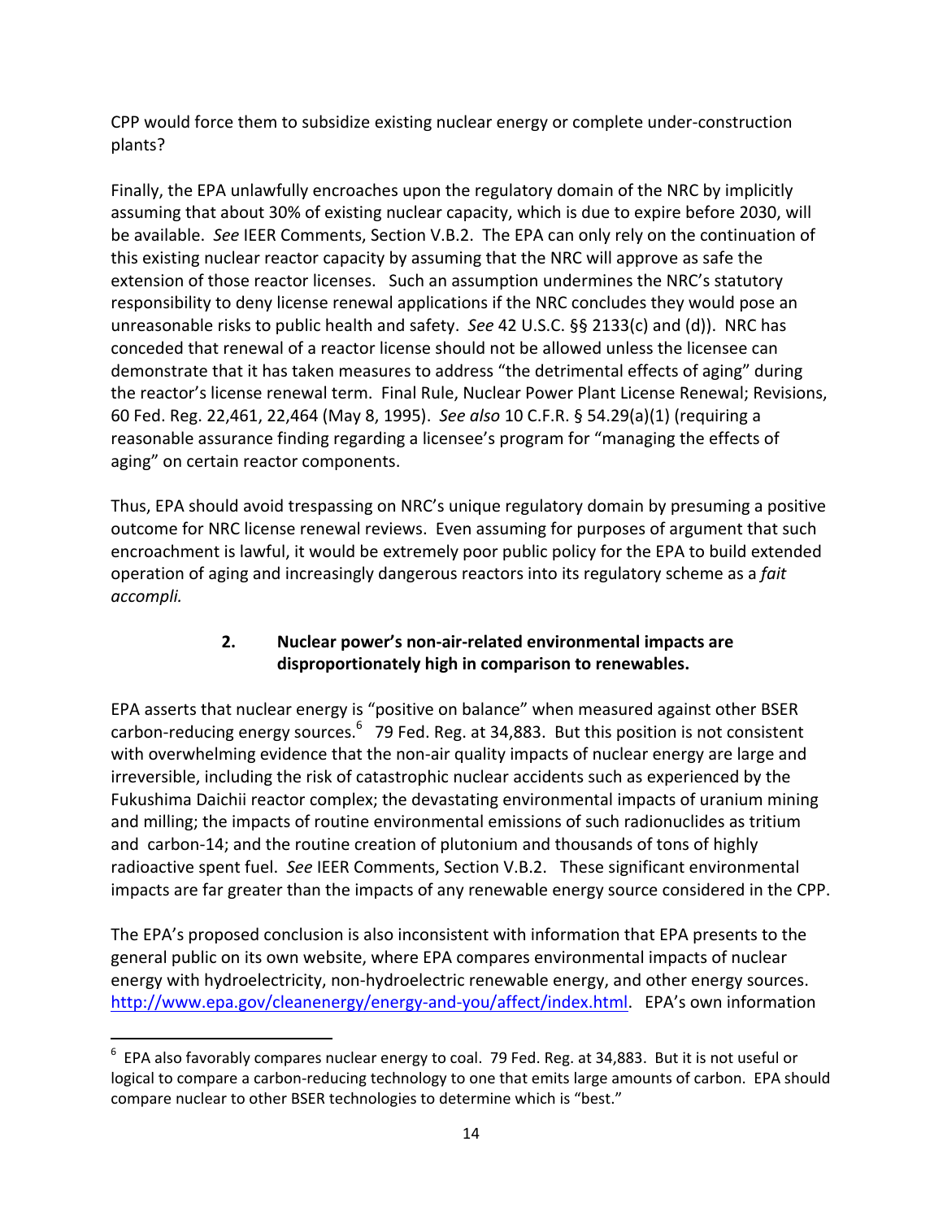CPP would force them to subsidize existing nuclear energy or complete under-construction plants?

Finally, the EPA unlawfully encroaches upon the regulatory domain of the NRC by implicitly assuming that about 30% of existing nuclear capacity, which is due to expire before 2030, will be available. *See* IEER Comments, Section V.B.2. The EPA can only rely on the continuation of this existing nuclear reactor capacity by assuming that the NRC will approve as safe the extension of those reactor licenses. Such an assumption undermines the NRC's statutory responsibility to deny license renewal applications if the NRC concludes they would pose an unreasonable risks to public health and safety. *See* 42 U.S.C. §§ 2133(c) and (d)). NRC has conceded that renewal of a reactor license should not be allowed unless the licensee can demonstrate that it has taken measures to address "the detrimental effects of aging" during the reactor's license renewal term. Final Rule, Nuclear Power Plant License Renewal; Revisions, 60 Fed. Reg. 22,461, 22,464 (May 8, 1995). *See also* 10 C.F.R. § 54.29(a)(1) (requiring a reasonable assurance finding regarding a licensee's program for "managing the effects of aging" on certain reactor components.

Thus, EPA should avoid trespassing on NRC's unique regulatory domain by presuming a positive outcome for NRC license renewal reviews. Even assuming for purposes of argument that such encroachment is lawful, it would be extremely poor public policy for the EPA to build extended operation of aging and increasingly dangerous reactors into its regulatory scheme as a *fait accompli.*

### 2. Nuclear power's non-air-related environmental impacts are disproportionately high in comparison to renewables.

EPA asserts that nuclear energy is "positive on balance" when measured against other BSER carbon-reducing energy sources.[6] 79 Fed. Reg. at 34,883. But this position is not consistent with overwhelming evidence that the non-air quality impacts of nuclear energy are large and irreversible, including the risk of catastrophic nuclear accidents such as experienced by the Fukushima Daichii reactor complex; the devastating environmental impacts of uranium mining and milling; the impacts of routine environmental emissions of such radionuclides as tritium and carbon-14; and the routine creation of plutonium and thousands of tons of highly radioactive spent fuel. *See* IEER Comments, Section V.B.2. These significant environmental impacts are far greater than the impacts of any renewable energy source considered in the CPP.

The EPA's proposed conclusion is also inconsistent with information that EPA presents to the general public on its own website, where EPA compares environmental impacts of nuclear energy with hydroelectricity, non-hydroelectric renewable energy, and other energy sources. http://www.epa.gov/cleanenergy/energy-and-you/affect/index.html. EPA's own information

---

[6] EPA also favorably compares nuclear energy to coal. 79 Fed. Reg. at 34,883. But it is not useful or logical to compare a carbon-reducing technology to one that emits large amounts of carbon. EPA should compare nuclear to other BSER technologies to determine which is "best."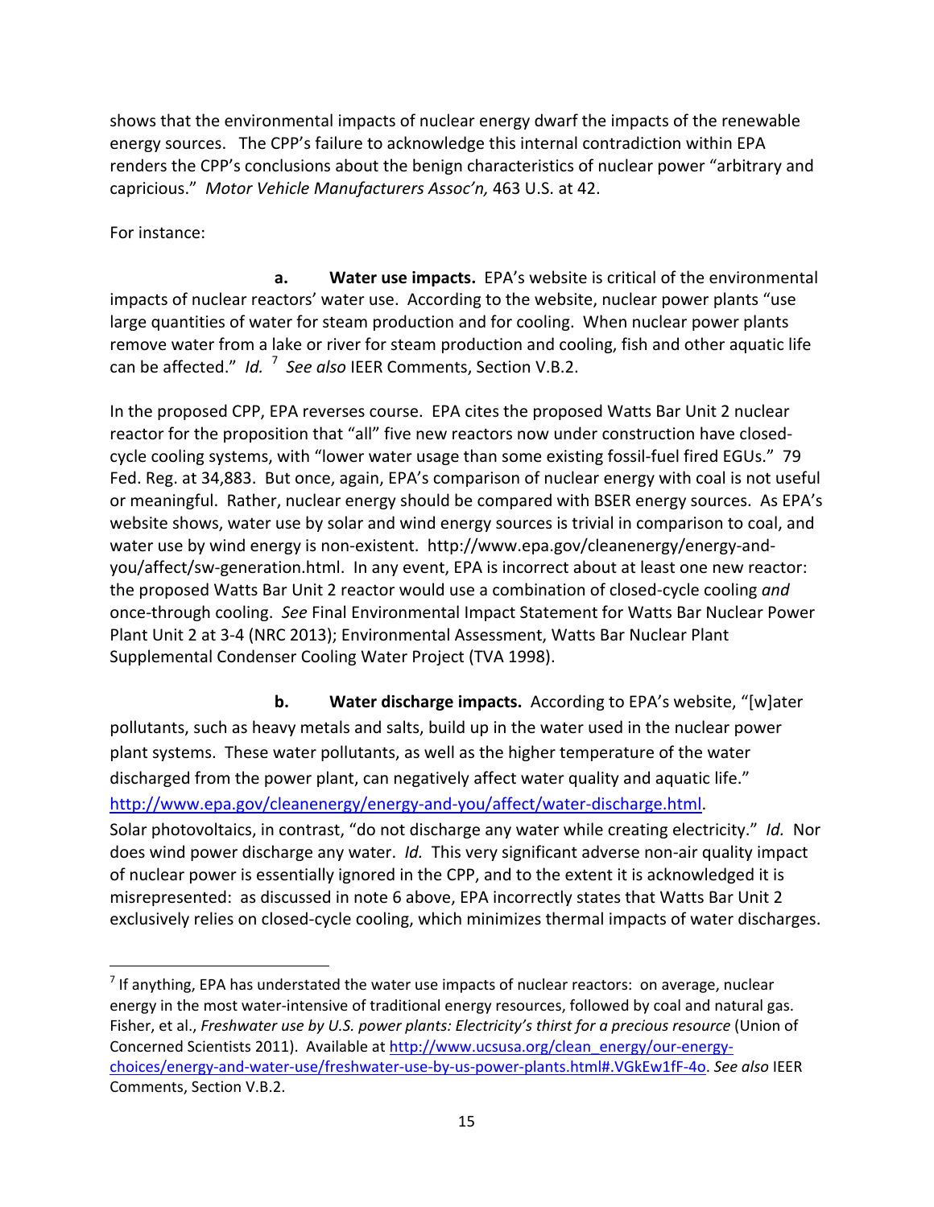shows that the environmental impacts of nuclear energy dwarf the impacts of the renewable energy sources. The CPP's failure to acknowledge this internal contradiction within EPA renders the CPP's conclusions about the benign characteristics of nuclear power "arbitrary and capricious." *Motor Vehicle Manufacturers Assoc'n,* 463 U.S. at 42.

For instance:

**a. Water use impacts.** EPA's website is critical of the environmental impacts of nuclear reactors' water use. According to the website, nuclear power plants "use large quantities of water for steam production and for cooling. When nuclear power plants remove water from a lake or river for steam production and cooling, fish and other aquatic life can be affected." *Id.* [7] *See also* IEER Comments, Section V.B.2.

In the proposed CPP, EPA reverses course. EPA cites the proposed Watts Bar Unit 2 nuclear reactor for the proposition that "all" five new reactors now under construction have closed-cycle cooling systems, with "lower water usage than some existing fossil-fuel fired EGUs." 79 Fed. Reg. at 34,883. But once, again, EPA's comparison of nuclear energy with coal is not useful or meaningful. Rather, nuclear energy should be compared with BSER energy sources. As EPA's website shows, water use by solar and wind energy sources is trivial in comparison to coal, and water use by wind energy is non-existent. http://www.epa.gov/cleanenergy/energy-and-you/affect/sw-generation.html. In any event, EPA is incorrect about at least one new reactor: the proposed Watts Bar Unit 2 reactor would use a combination of closed-cycle cooling *and* once-through cooling. *See* Final Environmental Impact Statement for Watts Bar Nuclear Power Plant Unit 2 at 3-4 (NRC 2013); Environmental Assessment, Watts Bar Nuclear Plant Supplemental Condenser Cooling Water Project (TVA 1998).

**b. Water discharge impacts.** According to EPA's website, "[w]ater pollutants, such as heavy metals and salts, build up in the water used in the nuclear power plant systems. These water pollutants, as well as the higher temperature of the water discharged from the power plant, can negatively affect water quality and aquatic life." http://www.epa.gov/cleanenergy/energy-and-you/affect/water-discharge.html. Solar photovoltaics, in contrast, "do not discharge any water while creating electricity." *Id.* Nor does wind power discharge any water. *Id.* This very significant adverse non-air quality impact of nuclear power is essentially ignored in the CPP, and to the extent it is acknowledged it is misrepresented: as discussed in note 6 above, EPA incorrectly states that Watts Bar Unit 2 exclusively relies on closed-cycle cooling, which minimizes thermal impacts of water discharges.

---

[7] If anything, EPA has understated the water use impacts of nuclear reactors: on average, nuclear energy in the most water-intensive of traditional energy resources, followed by coal and natural gas. Fisher, et al., *Freshwater use by U.S. power plants: Electricity's thirst for a precious resource* (Union of Concerned Scientists 2011). Available at http://www.ucsusa.org/clean_energy/our-energy-choices/energy-and-water-use/freshwater-use-by-us-power-plants.html#.VGkEw1fF-4o. *See also* IEER Comments, Section V.B.2.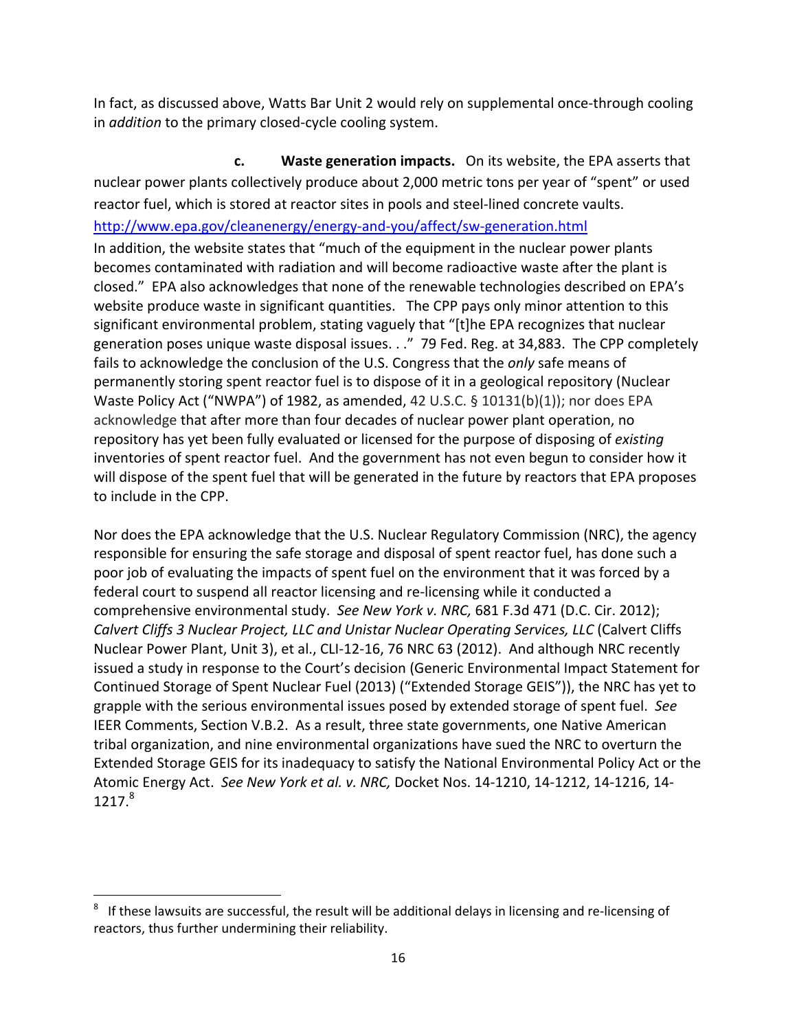In fact, as discussed above, Watts Bar Unit 2 would rely on supplemental once-through cooling in *addition* to the primary closed-cycle cooling system.

**c. Waste generation impacts.** On its website, the EPA asserts that nuclear power plants collectively produce about 2,000 metric tons per year of "spent" or used reactor fuel, which is stored at reactor sites in pools and steel-lined concrete vaults. http://www.epa.gov/cleanenergy/energy-and-you/affect/sw-generation.html In addition, the website states that "much of the equipment in the nuclear power plants becomes contaminated with radiation and will become radioactive waste after the plant is closed." EPA also acknowledges that none of the renewable technologies described on EPA's website produce waste in significant quantities. The CPP pays only minor attention to this significant environmental problem, stating vaguely that "[t]he EPA recognizes that nuclear generation poses unique waste disposal issues. . ." 79 Fed. Reg. at 34,883. The CPP completely fails to acknowledge the conclusion of the U.S. Congress that the *only* safe means of permanently storing spent reactor fuel is to dispose of it in a geological repository (Nuclear Waste Policy Act ("NWPA") of 1982, as amended, 42 U.S.C. § 10131(b)(1)); nor does EPA acknowledge that after more than four decades of nuclear power plant operation, no repository has yet been fully evaluated or licensed for the purpose of disposing of *existing* inventories of spent reactor fuel. And the government has not even begun to consider how it will dispose of the spent fuel that will be generated in the future by reactors that EPA proposes to include in the CPP.

Nor does the EPA acknowledge that the U.S. Nuclear Regulatory Commission (NRC), the agency responsible for ensuring the safe storage and disposal of spent reactor fuel, has done such a poor job of evaluating the impacts of spent fuel on the environment that it was forced by a federal court to suspend all reactor licensing and re-licensing while it conducted a comprehensive environmental study. *See New York v. NRC,* 681 F.3d 471 (D.C. Cir. 2012); *Calvert Cliffs 3 Nuclear Project, LLC and Unistar Nuclear Operating Services, LLC* (Calvert Cliffs Nuclear Power Plant, Unit 3), et al., CLI-12-16, 76 NRC 63 (2012). And although NRC recently issued a study in response to the Court's decision (Generic Environmental Impact Statement for Continued Storage of Spent Nuclear Fuel (2013) ("Extended Storage GEIS")), the NRC has yet to grapple with the serious environmental issues posed by extended storage of spent fuel. *See* IEER Comments, Section V.B.2. As a result, three state governments, one Native American tribal organization, and nine environmental organizations have sued the NRC to overturn the Extended Storage GEIS for its inadequacy to satisfy the National Environmental Policy Act or the Atomic Energy Act. *See New York et al. v. NRC,* Docket Nos. 14-1210, 14-1212, 14-1216, 14-1217.[8]

[8] If these lawsuits are successful, the result will be additional delays in licensing and re-licensing of reactors, thus further undermining their reliability.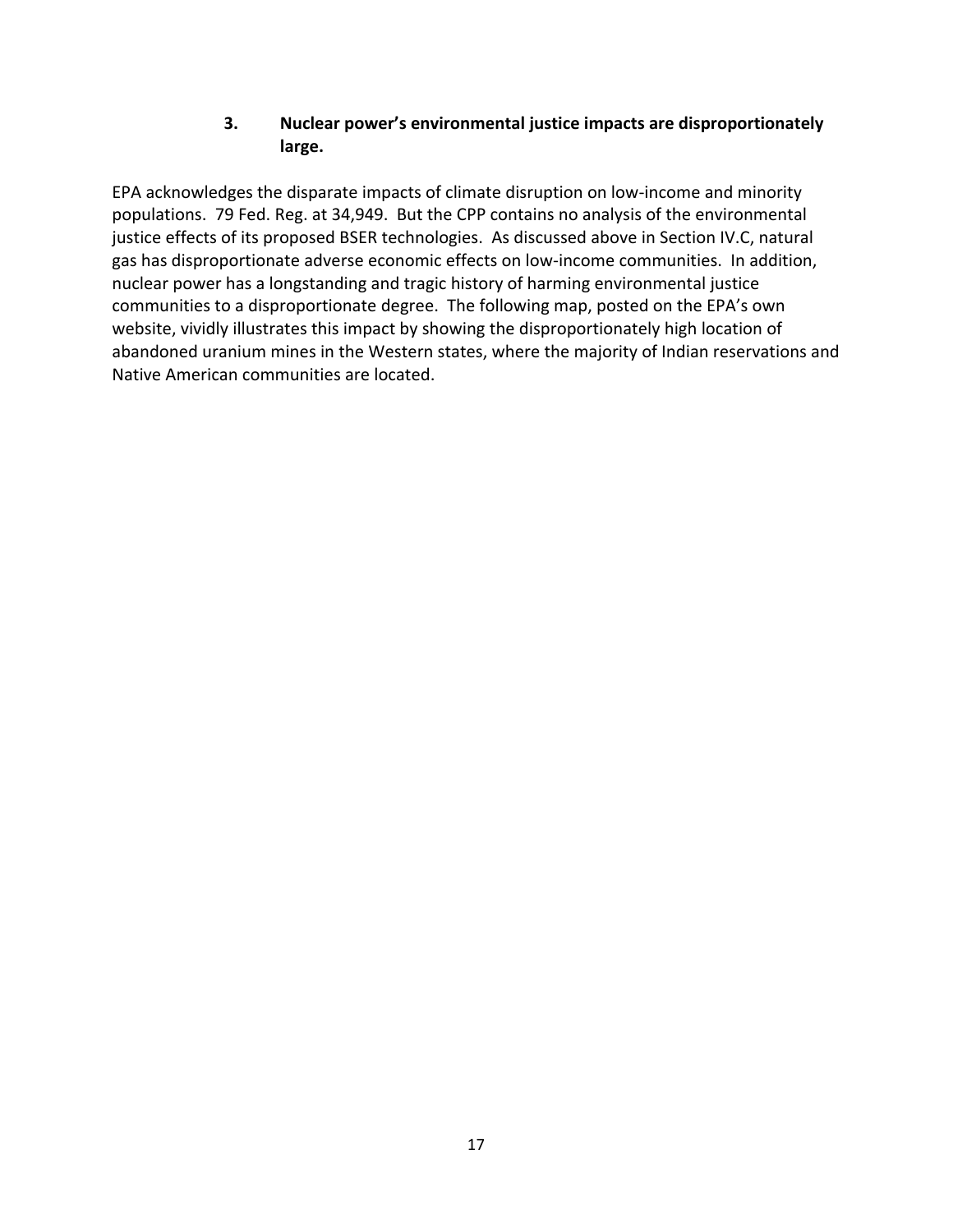### 3. Nuclear power's environmental justice impacts are disproportionately large.

EPA acknowledges the disparate impacts of climate disruption on low-income and minority populations. 79 Fed. Reg. at 34,949. But the CPP contains no analysis of the environmental justice effects of its proposed BSER technologies. As discussed above in Section IV.C, natural gas has disproportionate adverse economic effects on low-income communities. In addition, nuclear power has a longstanding and tragic history of harming environmental justice communities to a disproportionate degree. The following map, posted on the EPA's own website, vividly illustrates this impact by showing the disproportionately high location of abandoned uranium mines in the Western states, where the majority of Indian reservations and Native American communities are located.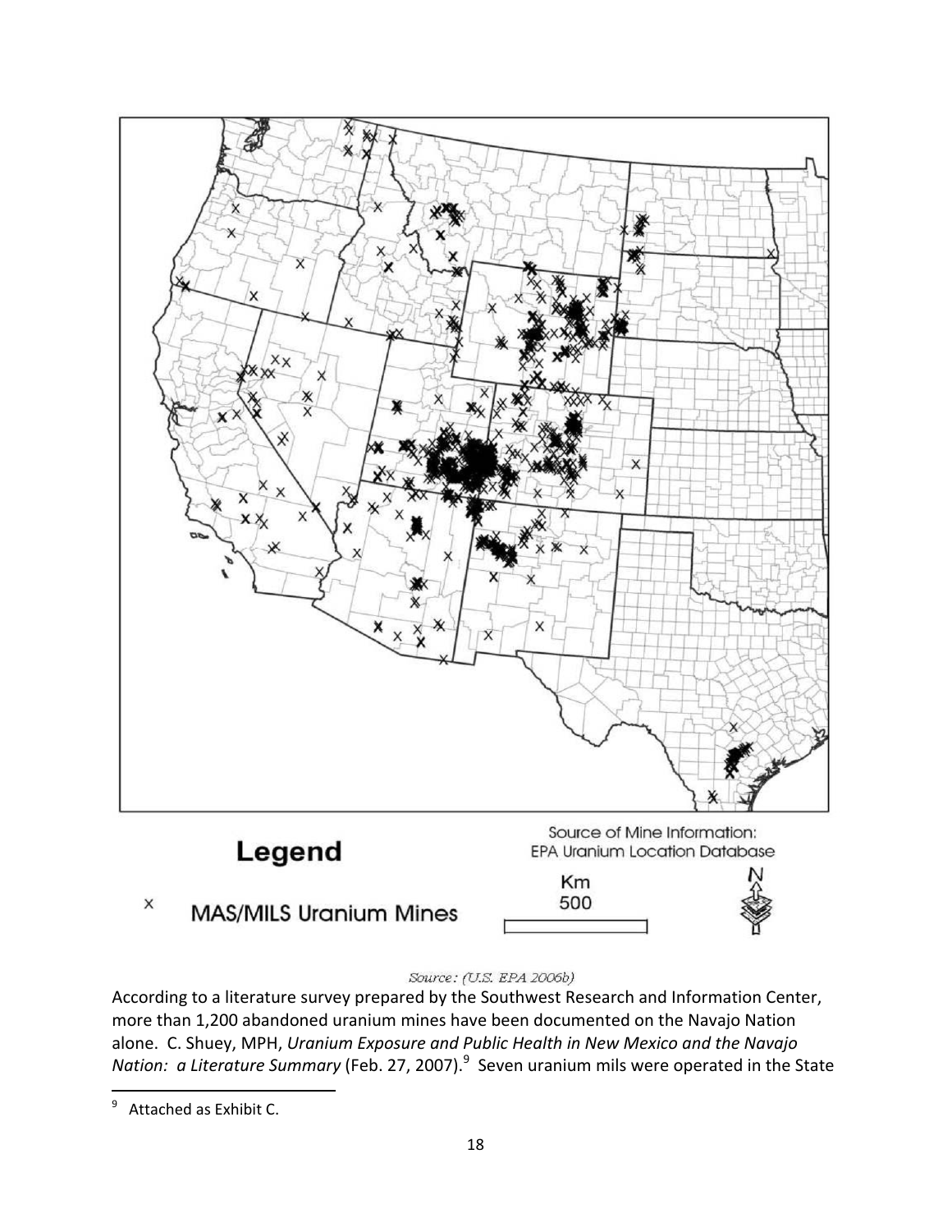Legend

× MAS/MILS Uranium Mines

Source of Mine Information:
EPA Uranium Location Database

Km
500

N

Source: (U.S. EPA 2006b)

According to a literature survey prepared by the Southwest Research and Information Center, more than 1,200 abandoned uranium mines have been documented on the Navajo Nation alone. C. Shuey, MPH, *Uranium Exposure and Public Health in New Mexico and the Navajo Nation: a Literature Summary* (Feb. 27, 2007).[9] Seven uranium mils were operated in the State

[9] Attached as Exhibit C.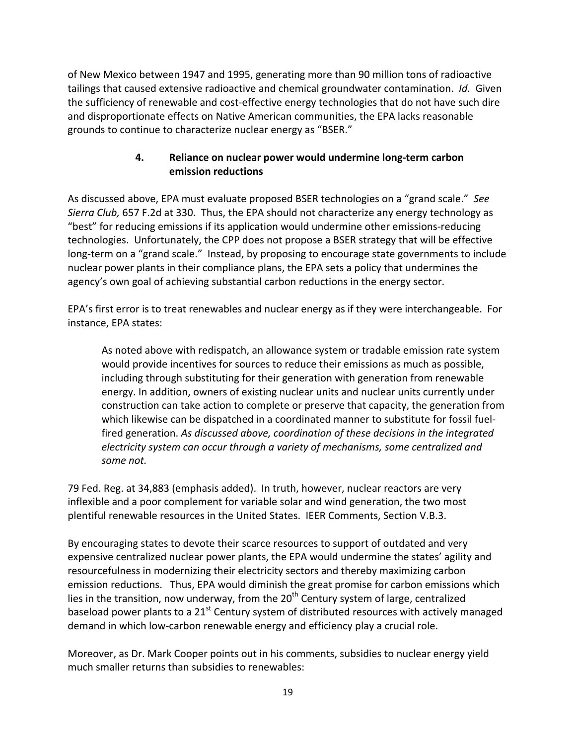of New Mexico between 1947 and 1995, generating more than 90 million tons of radioactive tailings that caused extensive radioactive and chemical groundwater contamination. *Id.* Given the sufficiency of renewable and cost-effective energy technologies that do not have such dire and disproportionate effects on Native American communities, the EPA lacks reasonable grounds to continue to characterize nuclear energy as "BSER."

#### 4. Reliance on nuclear power would undermine long-term carbon emission reductions

As discussed above, EPA must evaluate proposed BSER technologies on a "grand scale." *See Sierra Club,* 657 F.2d at 330. Thus, the EPA should not characterize any energy technology as "best" for reducing emissions if its application would undermine other emissions-reducing technologies. Unfortunately, the CPP does not propose a BSER strategy that will be effective long-term on a "grand scale." Instead, by proposing to encourage state governments to include nuclear power plants in their compliance plans, the EPA sets a policy that undermines the agency's own goal of achieving substantial carbon reductions in the energy sector.

EPA's first error is to treat renewables and nuclear energy as if they were interchangeable. For instance, EPA states:

> As noted above with redispatch, an allowance system or tradable emission rate system would provide incentives for sources to reduce their emissions as much as possible, including through substituting for their generation with generation from renewable energy. In addition, owners of existing nuclear units and nuclear units currently under construction can take action to complete or preserve that capacity, the generation from which likewise can be dispatched in a coordinated manner to substitute for fossil fuel-fired generation. *As discussed above, coordination of these decisions in the integrated electricity system can occur through a variety of mechanisms, some centralized and some not.*

79 Fed. Reg. at 34,883 (emphasis added). In truth, however, nuclear reactors are very inflexible and a poor complement for variable solar and wind generation, the two most plentiful renewable resources in the United States. IEER Comments, Section V.B.3.

By encouraging states to devote their scarce resources to support of outdated and very expensive centralized nuclear power plants, the EPA would undermine the states' agility and resourcefulness in modernizing their electricity sectors and thereby maximizing carbon emission reductions. Thus, EPA would diminish the great promise for carbon emissions which lies in the transition, now underway, from the 20th Century system of large, centralized baseload power plants to a 21st Century system of distributed resources with actively managed demand in which low-carbon renewable energy and efficiency play a crucial role.

Moreover, as Dr. Mark Cooper points out in his comments, subsidies to nuclear energy yield much smaller returns than subsidies to renewables: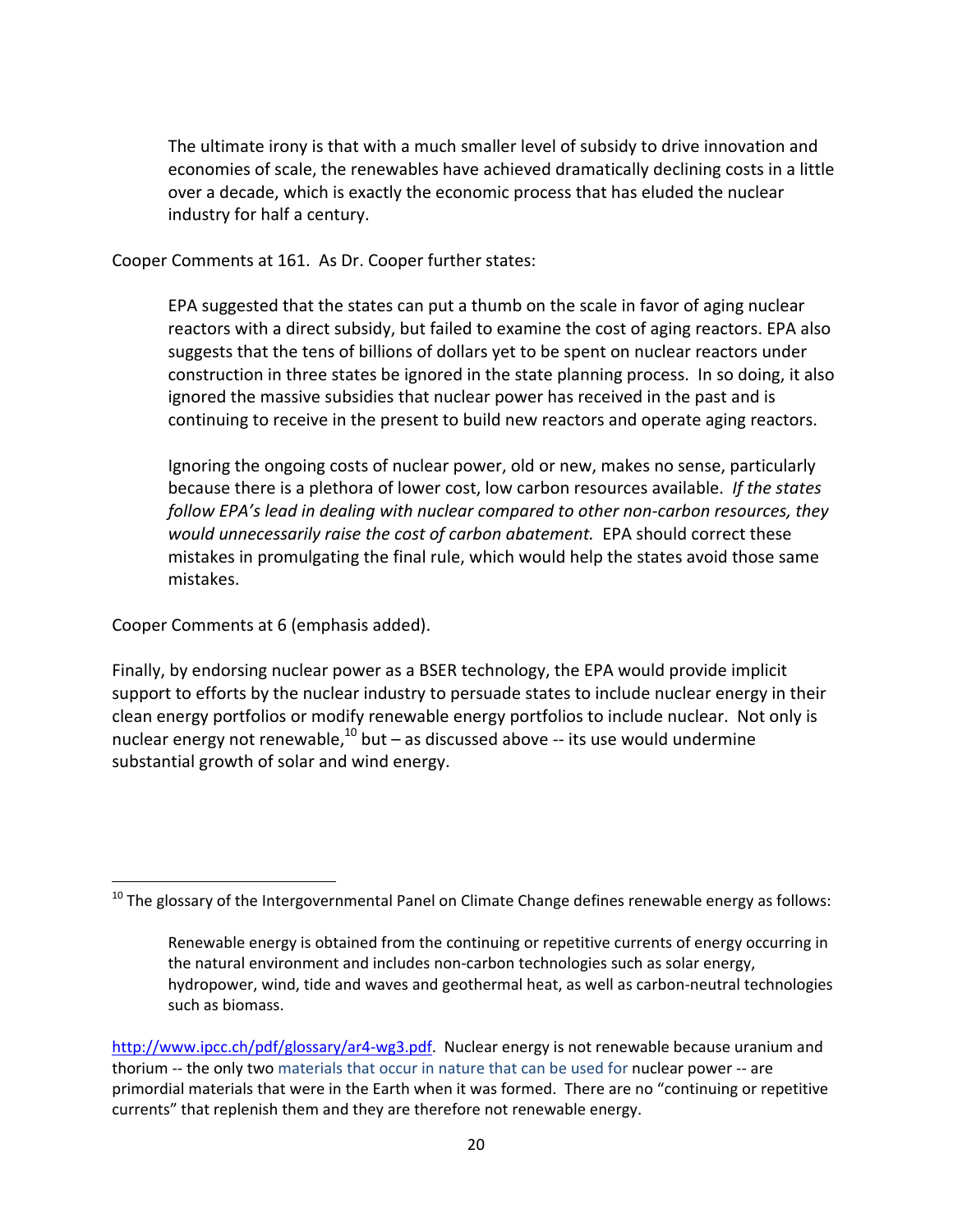> The ultimate irony is that with a much smaller level of subsidy to drive innovation and economies of scale, the renewables have achieved dramatically declining costs in a little over a decade, which is exactly the economic process that has eluded the nuclear industry for half a century.

Cooper Comments at 161. As Dr. Cooper further states:

> EPA suggested that the states can put a thumb on the scale in favor of aging nuclear reactors with a direct subsidy, but failed to examine the cost of aging reactors. EPA also suggests that the tens of billions of dollars yet to be spent on nuclear reactors under construction in three states be ignored in the state planning process. In so doing, it also ignored the massive subsidies that nuclear power has received in the past and is continuing to receive in the present to build new reactors and operate aging reactors.
>
> Ignoring the ongoing costs of nuclear power, old or new, makes no sense, particularly because there is a plethora of lower cost, low carbon resources available. *If the states follow EPA's lead in dealing with nuclear compared to other non-carbon resources, they would unnecessarily raise the cost of carbon abatement.* EPA should correct these mistakes in promulgating the final rule, which would help the states avoid those same mistakes.

Cooper Comments at 6 (emphasis added).

Finally, by endorsing nuclear power as a BSER technology, the EPA would provide implicit support to efforts by the nuclear industry to persuade states to include nuclear energy in their clean energy portfolios or modify renewable energy portfolios to include nuclear. Not only is nuclear energy not renewable,[10] but – as discussed above -- its use would undermine substantial growth of solar and wind energy.

---

[10] The glossary of the Intergovernmental Panel on Climate Change defines renewable energy as follows:

> Renewable energy is obtained from the continuing or repetitive currents of energy occurring in the natural environment and includes non-carbon technologies such as solar energy, hydropower, wind, tide and waves and geothermal heat, as well as carbon-neutral technologies such as biomass.

http://www.ipcc.ch/pdf/glossary/ar4-wg3.pdf. Nuclear energy is not renewable because uranium and thorium -- the only two materials that occur in nature that can be used for nuclear power -- are primordial materials that were in the Earth when it was formed. There are no "continuing or repetitive currents" that replenish them and they are therefore not renewable energy.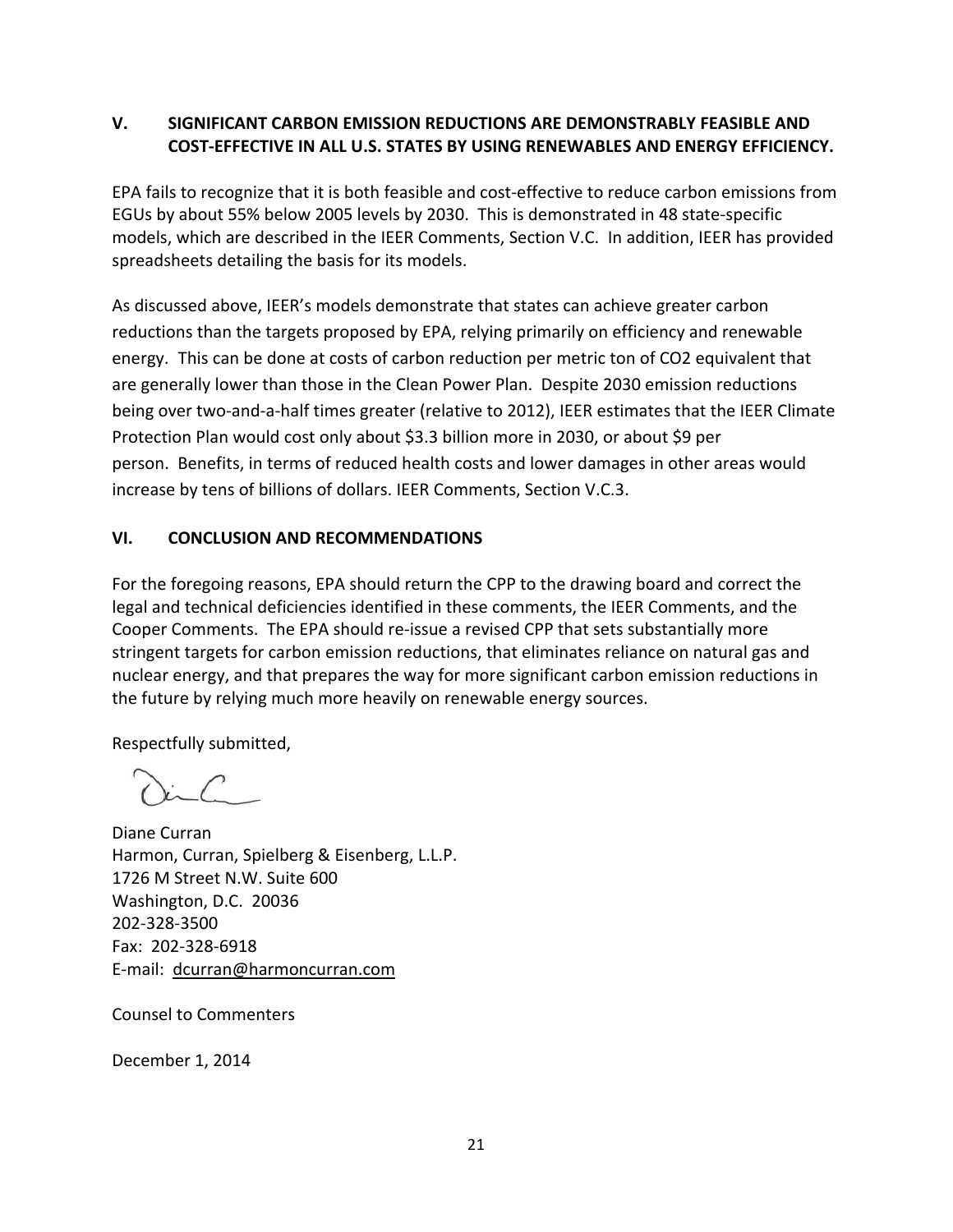## V. SIGNIFICANT CARBON EMISSION REDUCTIONS ARE DEMONSTRABLY FEASIBLE AND COST-EFFECTIVE IN ALL U.S. STATES BY USING RENEWABLES AND ENERGY EFFICIENCY.

EPA fails to recognize that it is both feasible and cost-effective to reduce carbon emissions from EGUs by about 55% below 2005 levels by 2030. This is demonstrated in 48 state-specific models, which are described in the IEER Comments, Section V.C. In addition, IEER has provided spreadsheets detailing the basis for its models.

As discussed above, IEER's models demonstrate that states can achieve greater carbon reductions than the targets proposed by EPA, relying primarily on efficiency and renewable energy. This can be done at costs of carbon reduction per metric ton of CO2 equivalent that are generally lower than those in the Clean Power Plan. Despite 2030 emission reductions being over two-and-a-half times greater (relative to 2012), IEER estimates that the IEER Climate Protection Plan would cost only about $3.3 billion more in 2030, or about $9 per person. Benefits, in terms of reduced health costs and lower damages in other areas would increase by tens of billions of dollars. IEER Comments, Section V.C.3.

## VI. CONCLUSION AND RECOMMENDATIONS

For the foregoing reasons, EPA should return the CPP to the drawing board and correct the legal and technical deficiencies identified in these comments, the IEER Comments, and the Cooper Comments. The EPA should re-issue a revised CPP that sets substantially more stringent targets for carbon emission reductions, that eliminates reliance on natural gas and nuclear energy, and that prepares the way for more significant carbon emission reductions in the future by relying much more heavily on renewable energy sources.

Respectfully submitted,

Diane Curran
Harmon, Curran, Spielberg & Eisenberg, L.L.P.
1726 M Street N.W. Suite 600
Washington, D.C. 20036
202-328-3500
Fax: 202-328-6918
E-mail: dcurran@harmoncurran.com

Counsel to Commenters

December 1, 2014